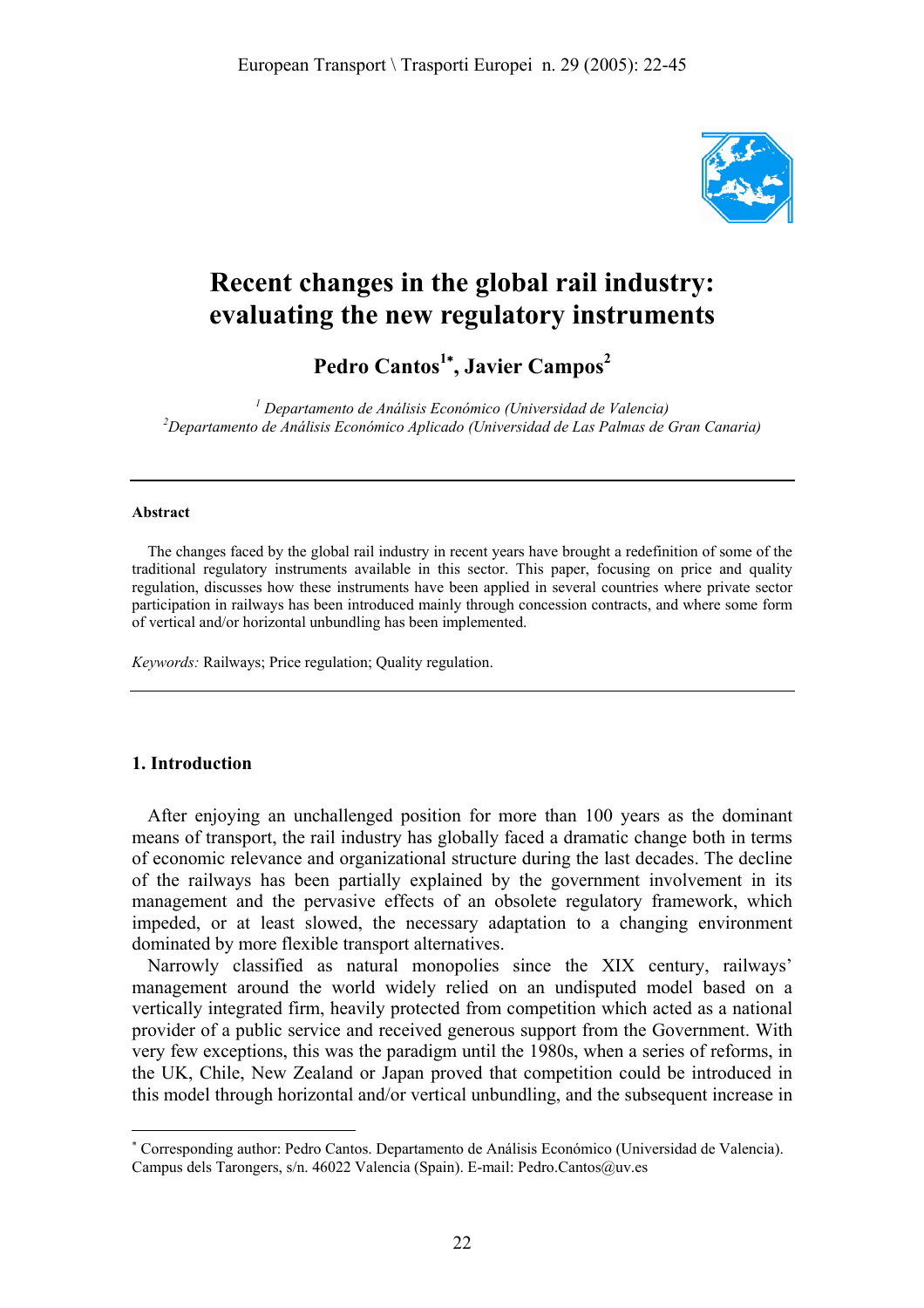# Recent changes in the global rail industry: evaluating the new regulatory instruments

**Pedro Cantos[1*], Javier Campos[2]**

*[1] Departamento de Análisis Económico (Universidad de Valencia)*
*[2] Departamento de Análisis Económico Aplicado (Universidad de Las Palmas de Gran Canaria)*

---

**Abstract**

The changes faced by the global rail industry in recent years have brought a redefinition of some of the traditional regulatory instruments available in this sector. This paper, focusing on price and quality regulation, discusses how these instruments have been applied in several countries where private sector participation in railways has been introduced mainly through concession contracts, and where some form of vertical and/or horizontal unbundling has been implemented.

*Keywords:* Railways; Price regulation; Quality regulation.

---

## 1. Introduction

After enjoying an unchallenged position for more than 100 years as the dominant means of transport, the rail industry has globally faced a dramatic change both in terms of economic relevance and organizational structure during the last decades. The decline of the railways has been partially explained by the government involvement in its management and the pervasive effects of an obsolete regulatory framework, which impeded, or at least slowed, the necessary adaptation to a changing environment dominated by more flexible transport alternatives.

Narrowly classified as natural monopolies since the XIX century, railways' management around the world widely relied on an undisputed model based on a vertically integrated firm, heavily protected from competition which acted as a national provider of a public service and received generous support from the Government. With very few exceptions, this was the paradigm until the 1980s, when a series of reforms, in the UK, Chile, New Zealand or Japan proved that competition could be introduced in this model through horizontal and/or vertical unbundling, and the subsequent increase in

---

[*] Corresponding author: Pedro Cantos. Departamento de Análisis Económico (Universidad de Valencia). Campus dels Tarongers, s/n. 46022 Valencia (Spain). E-mail: Pedro.Cantos@uv.es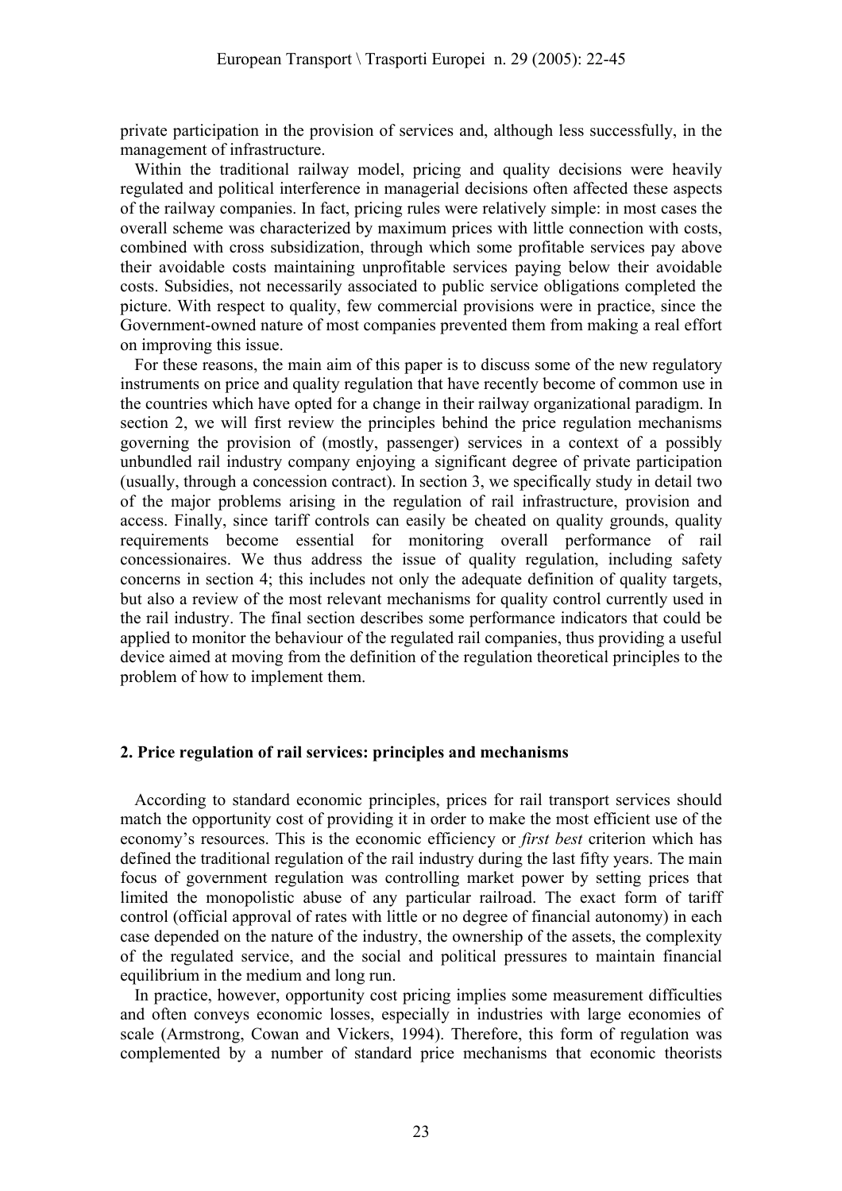private participation in the provision of services and, although less successfully, in the management of infrastructure.

Within the traditional railway model, pricing and quality decisions were heavily regulated and political interference in managerial decisions often affected these aspects of the railway companies. In fact, pricing rules were relatively simple: in most cases the overall scheme was characterized by maximum prices with little connection with costs, combined with cross subsidization, through which some profitable services pay above their avoidable costs maintaining unprofitable services paying below their avoidable costs. Subsidies, not necessarily associated to public service obligations completed the picture. With respect to quality, few commercial provisions were in practice, since the Government-owned nature of most companies prevented them from making a real effort on improving this issue.

For these reasons, the main aim of this paper is to discuss some of the new regulatory instruments on price and quality regulation that have recently become of common use in the countries which have opted for a change in their railway organizational paradigm. In section 2, we will first review the principles behind the price regulation mechanisms governing the provision of (mostly, passenger) services in a context of a possibly unbundled rail industry company enjoying a significant degree of private participation (usually, through a concession contract). In section 3, we specifically study in detail two of the major problems arising in the regulation of rail infrastructure, provision and access. Finally, since tariff controls can easily be cheated on quality grounds, quality requirements become essential for monitoring overall performance of rail concessionaires. We thus address the issue of quality regulation, including safety concerns in section 4; this includes not only the adequate definition of quality targets, but also a review of the most relevant mechanisms for quality control currently used in the rail industry. The final section describes some performance indicators that could be applied to monitor the behaviour of the regulated rail companies, thus providing a useful device aimed at moving from the definition of the regulation theoretical principles to the problem of how to implement them.

## 2. Price regulation of rail services: principles and mechanisms

According to standard economic principles, prices for rail transport services should match the opportunity cost of providing it in order to make the most efficient use of the economy's resources. This is the economic efficiency or *first best* criterion which has defined the traditional regulation of the rail industry during the last fifty years. The main focus of government regulation was controlling market power by setting prices that limited the monopolistic abuse of any particular railroad. The exact form of tariff control (official approval of rates with little or no degree of financial autonomy) in each case depended on the nature of the industry, the ownership of the assets, the complexity of the regulated service, and the social and political pressures to maintain financial equilibrium in the medium and long run.

In practice, however, opportunity cost pricing implies some measurement difficulties and often conveys economic losses, especially in industries with large economies of scale (Armstrong, Cowan and Vickers, 1994). Therefore, this form of regulation was complemented by a number of standard price mechanisms that economic theorists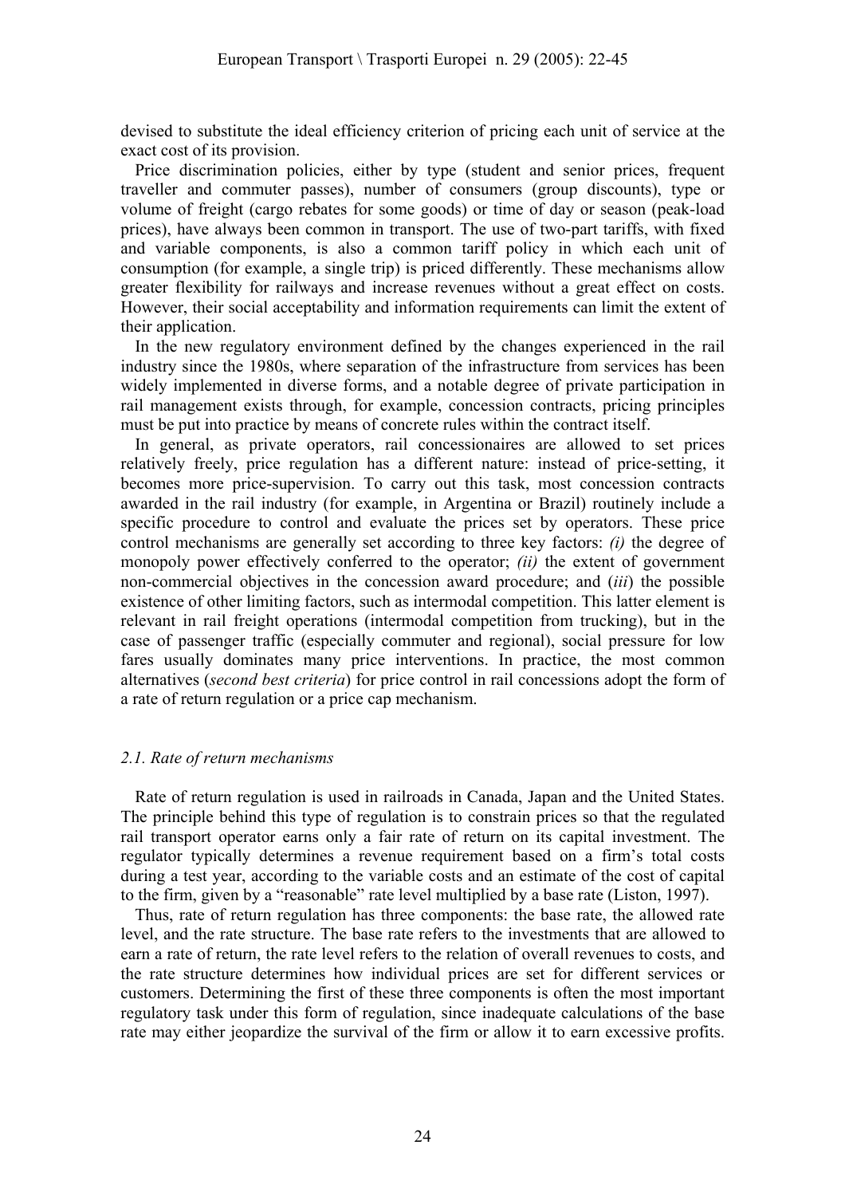devised to substitute the ideal efficiency criterion of pricing each unit of service at the exact cost of its provision.

Price discrimination policies, either by type (student and senior prices, frequent traveller and commuter passes), number of consumers (group discounts), type or volume of freight (cargo rebates for some goods) or time of day or season (peak-load prices), have always been common in transport. The use of two-part tariffs, with fixed and variable components, is also a common tariff policy in which each unit of consumption (for example, a single trip) is priced differently. These mechanisms allow greater flexibility for railways and increase revenues without a great effect on costs. However, their social acceptability and information requirements can limit the extent of their application.

In the new regulatory environment defined by the changes experienced in the rail industry since the 1980s, where separation of the infrastructure from services has been widely implemented in diverse forms, and a notable degree of private participation in rail management exists through, for example, concession contracts, pricing principles must be put into practice by means of concrete rules within the contract itself.

In general, as private operators, rail concessionaires are allowed to set prices relatively freely, price regulation has a different nature: instead of price-setting, it becomes more price-supervision. To carry out this task, most concession contracts awarded in the rail industry (for example, in Argentina or Brazil) routinely include a specific procedure to control and evaluate the prices set by operators. These price control mechanisms are generally set according to three key factors: *(i)* the degree of monopoly power effectively conferred to the operator; *(ii)* the extent of government non-commercial objectives in the concession award procedure; and (*iii*) the possible existence of other limiting factors, such as intermodal competition. This latter element is relevant in rail freight operations (intermodal competition from trucking), but in the case of passenger traffic (especially commuter and regional), social pressure for low fares usually dominates many price interventions. In practice, the most common alternatives (*second best criteria*) for price control in rail concessions adopt the form of a rate of return regulation or a price cap mechanism.

### *2.1. Rate of return mechanisms*

Rate of return regulation is used in railroads in Canada, Japan and the United States. The principle behind this type of regulation is to constrain prices so that the regulated rail transport operator earns only a fair rate of return on its capital investment. The regulator typically determines a revenue requirement based on a firm's total costs during a test year, according to the variable costs and an estimate of the cost of capital to the firm, given by a "reasonable" rate level multiplied by a base rate (Liston, 1997).

Thus, rate of return regulation has three components: the base rate, the allowed rate level, and the rate structure. The base rate refers to the investments that are allowed to earn a rate of return, the rate level refers to the relation of overall revenues to costs, and the rate structure determines how individual prices are set for different services or customers. Determining the first of these three components is often the most important regulatory task under this form of regulation, since inadequate calculations of the base rate may either jeopardize the survival of the firm or allow it to earn excessive profits.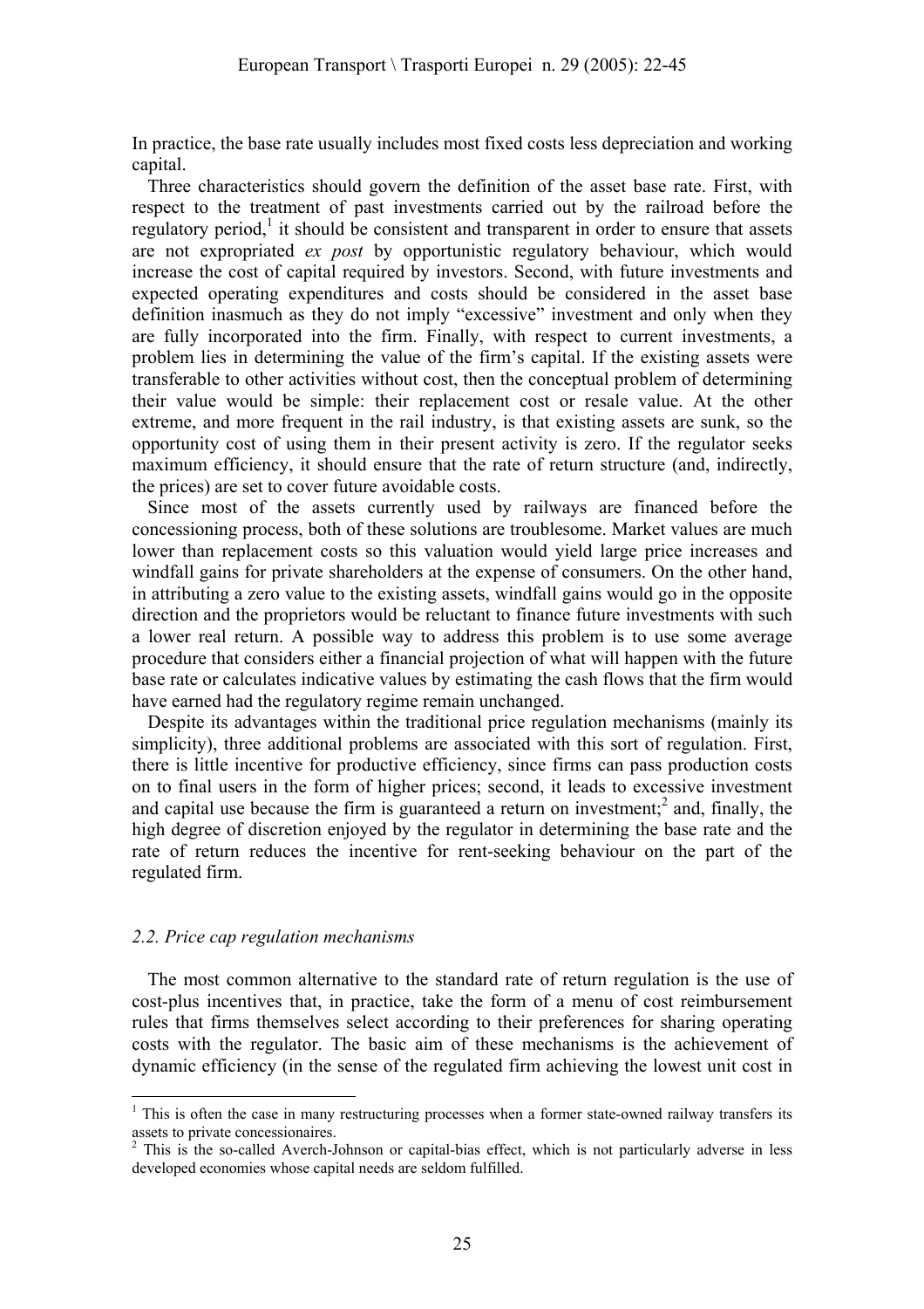In practice, the base rate usually includes most fixed costs less depreciation and working capital.

Three characteristics should govern the definition of the asset base rate. First, with respect to the treatment of past investments carried out by the railroad before the regulatory period,[1] it should be consistent and transparent in order to ensure that assets are not expropriated *ex post* by opportunistic regulatory behaviour, which would increase the cost of capital required by investors. Second, with future investments and expected operating expenditures and costs should be considered in the asset base definition inasmuch as they do not imply "excessive" investment and only when they are fully incorporated into the firm. Finally, with respect to current investments, a problem lies in determining the value of the firm's capital. If the existing assets were transferable to other activities without cost, then the conceptual problem of determining their value would be simple: their replacement cost or resale value. At the other extreme, and more frequent in the rail industry, is that existing assets are sunk, so the opportunity cost of using them in their present activity is zero. If the regulator seeks maximum efficiency, it should ensure that the rate of return structure (and, indirectly, the prices) are set to cover future avoidable costs.

Since most of the assets currently used by railways are financed before the concessioning process, both of these solutions are troublesome. Market values are much lower than replacement costs so this valuation would yield large price increases and windfall gains for private shareholders at the expense of consumers. On the other hand, in attributing a zero value to the existing assets, windfall gains would go in the opposite direction and the proprietors would be reluctant to finance future investments with such a lower real return. A possible way to address this problem is to use some average procedure that considers either a financial projection of what will happen with the future base rate or calculates indicative values by estimating the cash flows that the firm would have earned had the regulatory regime remain unchanged.

Despite its advantages within the traditional price regulation mechanisms (mainly its simplicity), three additional problems are associated with this sort of regulation. First, there is little incentive for productive efficiency, since firms can pass production costs on to final users in the form of higher prices; second, it leads to excessive investment and capital use because the firm is guaranteed a return on investment;[2] and, finally, the high degree of discretion enjoyed by the regulator in determining the base rate and the rate of return reduces the incentive for rent-seeking behaviour on the part of the regulated firm.

### *2.2. Price cap regulation mechanisms*

The most common alternative to the standard rate of return regulation is the use of cost-plus incentives that, in practice, take the form of a menu of cost reimbursement rules that firms themselves select according to their preferences for sharing operating costs with the regulator. The basic aim of these mechanisms is the achievement of dynamic efficiency (in the sense of the regulated firm achieving the lowest unit cost in

---

[1] This is often the case in many restructuring processes when a former state-owned railway transfers its assets to private concessionaires.

[2] This is the so-called Averch-Johnson or capital-bias effect, which is not particularly adverse in less developed economies whose capital needs are seldom fulfilled.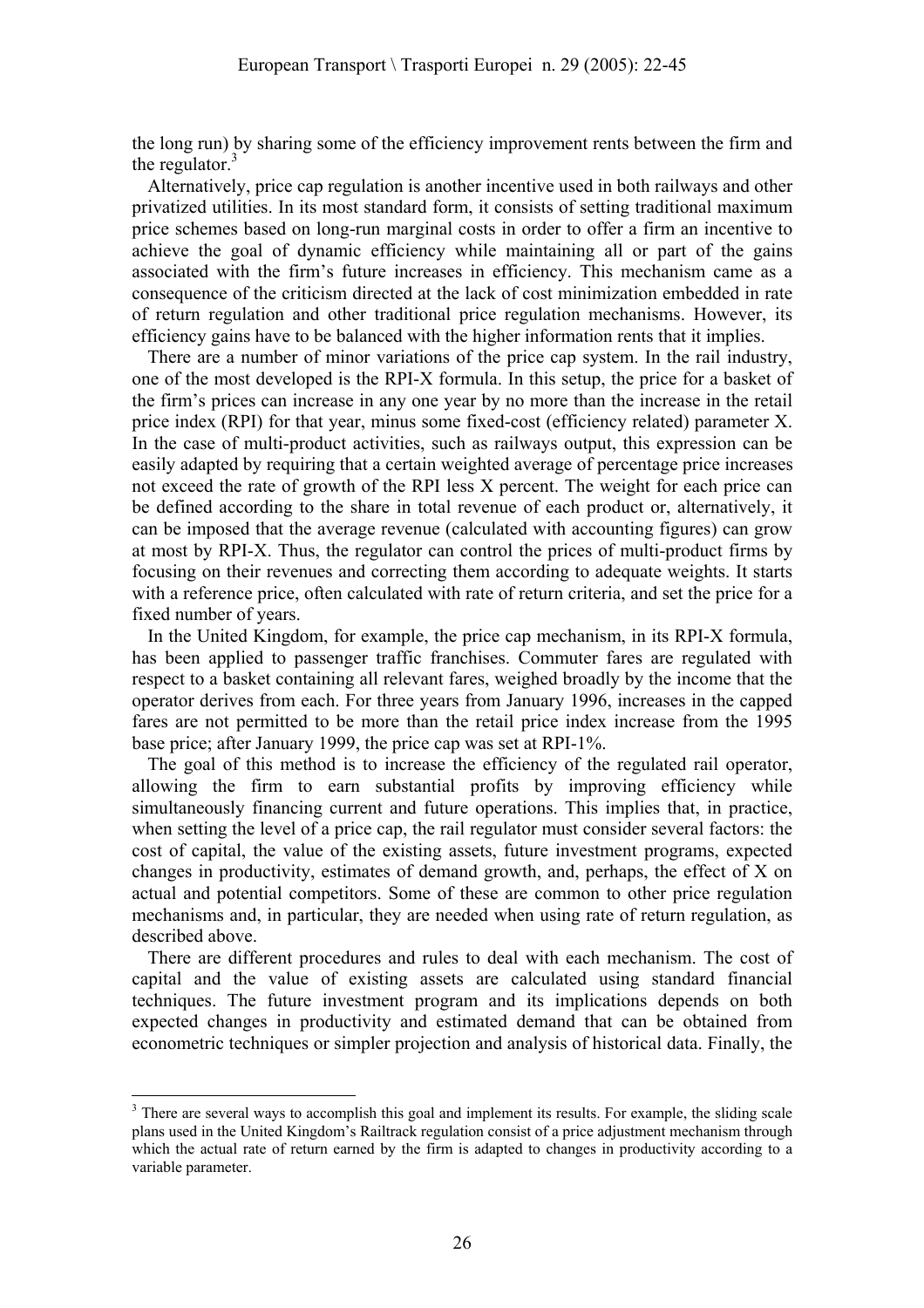the long run) by sharing some of the efficiency improvement rents between the firm and the regulator.[3]

Alternatively, price cap regulation is another incentive used in both railways and other privatized utilities. In its most standard form, it consists of setting traditional maximum price schemes based on long-run marginal costs in order to offer a firm an incentive to achieve the goal of dynamic efficiency while maintaining all or part of the gains associated with the firm's future increases in efficiency. This mechanism came as a consequence of the criticism directed at the lack of cost minimization embedded in rate of return regulation and other traditional price regulation mechanisms. However, its efficiency gains have to be balanced with the higher information rents that it implies.

There are a number of minor variations of the price cap system. In the rail industry, one of the most developed is the RPI-X formula. In this setup, the price for a basket of the firm's prices can increase in any one year by no more than the increase in the retail price index (RPI) for that year, minus some fixed-cost (efficiency related) parameter X. In the case of multi-product activities, such as railways output, this expression can be easily adapted by requiring that a certain weighted average of percentage price increases not exceed the rate of growth of the RPI less X percent. The weight for each price can be defined according to the share in total revenue of each product or, alternatively, it can be imposed that the average revenue (calculated with accounting figures) can grow at most by RPI-X. Thus, the regulator can control the prices of multi-product firms by focusing on their revenues and correcting them according to adequate weights. It starts with a reference price, often calculated with rate of return criteria, and set the price for a fixed number of years.

In the United Kingdom, for example, the price cap mechanism, in its RPI-X formula, has been applied to passenger traffic franchises. Commuter fares are regulated with respect to a basket containing all relevant fares, weighed broadly by the income that the operator derives from each. For three years from January 1996, increases in the capped fares are not permitted to be more than the retail price index increase from the 1995 base price; after January 1999, the price cap was set at RPI-1%.

The goal of this method is to increase the efficiency of the regulated rail operator, allowing the firm to earn substantial profits by improving efficiency while simultaneously financing current and future operations. This implies that, in practice, when setting the level of a price cap, the rail regulator must consider several factors: the cost of capital, the value of the existing assets, future investment programs, expected changes in productivity, estimates of demand growth, and, perhaps, the effect of X on actual and potential competitors. Some of these are common to other price regulation mechanisms and, in particular, they are needed when using rate of return regulation, as described above.

There are different procedures and rules to deal with each mechanism. The cost of capital and the value of existing assets are calculated using standard financial techniques. The future investment program and its implications depends on both expected changes in productivity and estimated demand that can be obtained from econometric techniques or simpler projection and analysis of historical data. Finally, the

[3] There are several ways to accomplish this goal and implement its results. For example, the sliding scale plans used in the United Kingdom's Railtrack regulation consist of a price adjustment mechanism through which the actual rate of return earned by the firm is adapted to changes in productivity according to a variable parameter.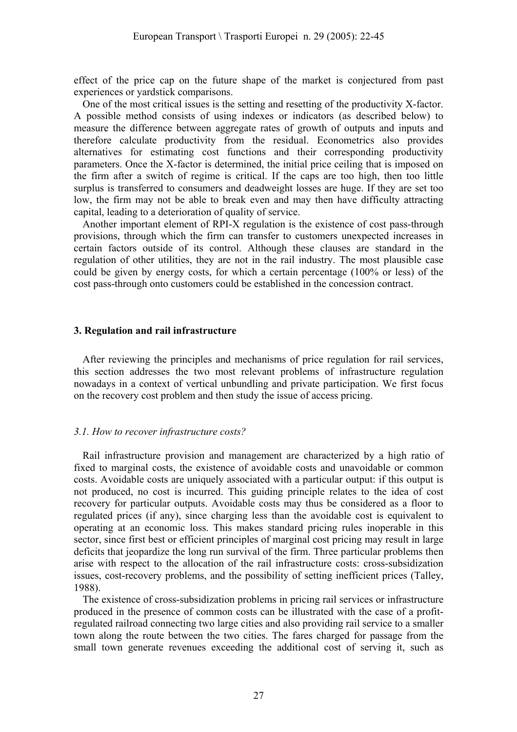effect of the price cap on the future shape of the market is conjectured from past experiences or yardstick comparisons.

One of the most critical issues is the setting and resetting of the productivity X-factor. A possible method consists of using indexes or indicators (as described below) to measure the difference between aggregate rates of growth of outputs and inputs and therefore calculate productivity from the residual. Econometrics also provides alternatives for estimating cost functions and their corresponding productivity parameters. Once the X-factor is determined, the initial price ceiling that is imposed on the firm after a switch of regime is critical. If the caps are too high, then too little surplus is transferred to consumers and deadweight losses are huge. If they are set too low, the firm may not be able to break even and may then have difficulty attracting capital, leading to a deterioration of quality of service.

Another important element of RPI-X regulation is the existence of cost pass-through provisions, through which the firm can transfer to customers unexpected increases in certain factors outside of its control. Although these clauses are standard in the regulation of other utilities, they are not in the rail industry. The most plausible case could be given by energy costs, for which a certain percentage (100% or less) of the cost pass-through onto customers could be established in the concession contract.

## 3. Regulation and rail infrastructure

After reviewing the principles and mechanisms of price regulation for rail services, this section addresses the two most relevant problems of infrastructure regulation nowadays in a context of vertical unbundling and private participation. We first focus on the recovery cost problem and then study the issue of access pricing.

### *3.1. How to recover infrastructure costs?*

Rail infrastructure provision and management are characterized by a high ratio of fixed to marginal costs, the existence of avoidable costs and unavoidable or common costs. Avoidable costs are uniquely associated with a particular output: if this output is not produced, no cost is incurred. This guiding principle relates to the idea of cost recovery for particular outputs. Avoidable costs may thus be considered as a floor to regulated prices (if any), since charging less than the avoidable cost is equivalent to operating at an economic loss. This makes standard pricing rules inoperable in this sector, since first best or efficient principles of marginal cost pricing may result in large deficits that jeopardize the long run survival of the firm. Three particular problems then arise with respect to the allocation of the rail infrastructure costs: cross-subsidization issues, cost-recovery problems, and the possibility of setting inefficient prices (Talley, 1988).

The existence of cross-subsidization problems in pricing rail services or infrastructure produced in the presence of common costs can be illustrated with the case of a profit-regulated railroad connecting two large cities and also providing rail service to a smaller town along the route between the two cities. The fares charged for passage from the small town generate revenues exceeding the additional cost of serving it, such as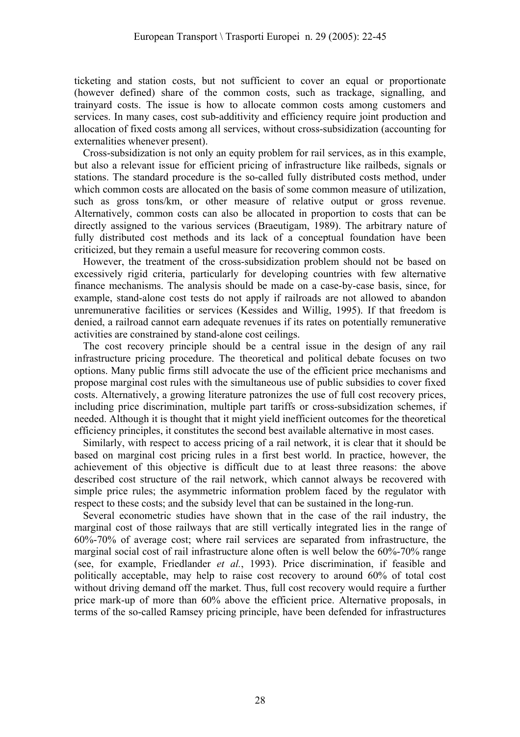ticketing and station costs, but not sufficient to cover an equal or proportionate (however defined) share of the common costs, such as trackage, signalling, and trainyard costs. The issue is how to allocate common costs among customers and services. In many cases, cost sub-additivity and efficiency require joint production and allocation of fixed costs among all services, without cross-subsidization (accounting for externalities whenever present).

Cross-subsidization is not only an equity problem for rail services, as in this example, but also a relevant issue for efficient pricing of infrastructure like railbeds, signals or stations. The standard procedure is the so-called fully distributed costs method, under which common costs are allocated on the basis of some common measure of utilization, such as gross tons/km, or other measure of relative output or gross revenue. Alternatively, common costs can also be allocated in proportion to costs that can be directly assigned to the various services (Braeutigam, 1989). The arbitrary nature of fully distributed cost methods and its lack of a conceptual foundation have been criticized, but they remain a useful measure for recovering common costs.

However, the treatment of the cross-subsidization problem should not be based on excessively rigid criteria, particularly for developing countries with few alternative finance mechanisms. The analysis should be made on a case-by-case basis, since, for example, stand-alone cost tests do not apply if railroads are not allowed to abandon unremunerative facilities or services (Kessides and Willig, 1995). If that freedom is denied, a railroad cannot earn adequate revenues if its rates on potentially remunerative activities are constrained by stand-alone cost ceilings.

The cost recovery principle should be a central issue in the design of any rail infrastructure pricing procedure. The theoretical and political debate focuses on two options. Many public firms still advocate the use of the efficient price mechanisms and propose marginal cost rules with the simultaneous use of public subsidies to cover fixed costs. Alternatively, a growing literature patronizes the use of full cost recovery prices, including price discrimination, multiple part tariffs or cross-subsidization schemes, if needed. Although it is thought that it might yield inefficient outcomes for the theoretical efficiency principles, it constitutes the second best available alternative in most cases.

Similarly, with respect to access pricing of a rail network, it is clear that it should be based on marginal cost pricing rules in a first best world. In practice, however, the achievement of this objective is difficult due to at least three reasons: the above described cost structure of the rail network, which cannot always be recovered with simple price rules; the asymmetric information problem faced by the regulator with respect to these costs; and the subsidy level that can be sustained in the long-run.

Several econometric studies have shown that in the case of the rail industry, the marginal cost of those railways that are still vertically integrated lies in the range of 60%-70% of average cost; where rail services are separated from infrastructure, the marginal social cost of rail infrastructure alone often is well below the 60%-70% range (see, for example, Friedlander *et al.*, 1993). Price discrimination, if feasible and politically acceptable, may help to raise cost recovery to around 60% of total cost without driving demand off the market. Thus, full cost recovery would require a further price mark-up of more than 60% above the efficient price. Alternative proposals, in terms of the so-called Ramsey pricing principle, have been defended for infrastructures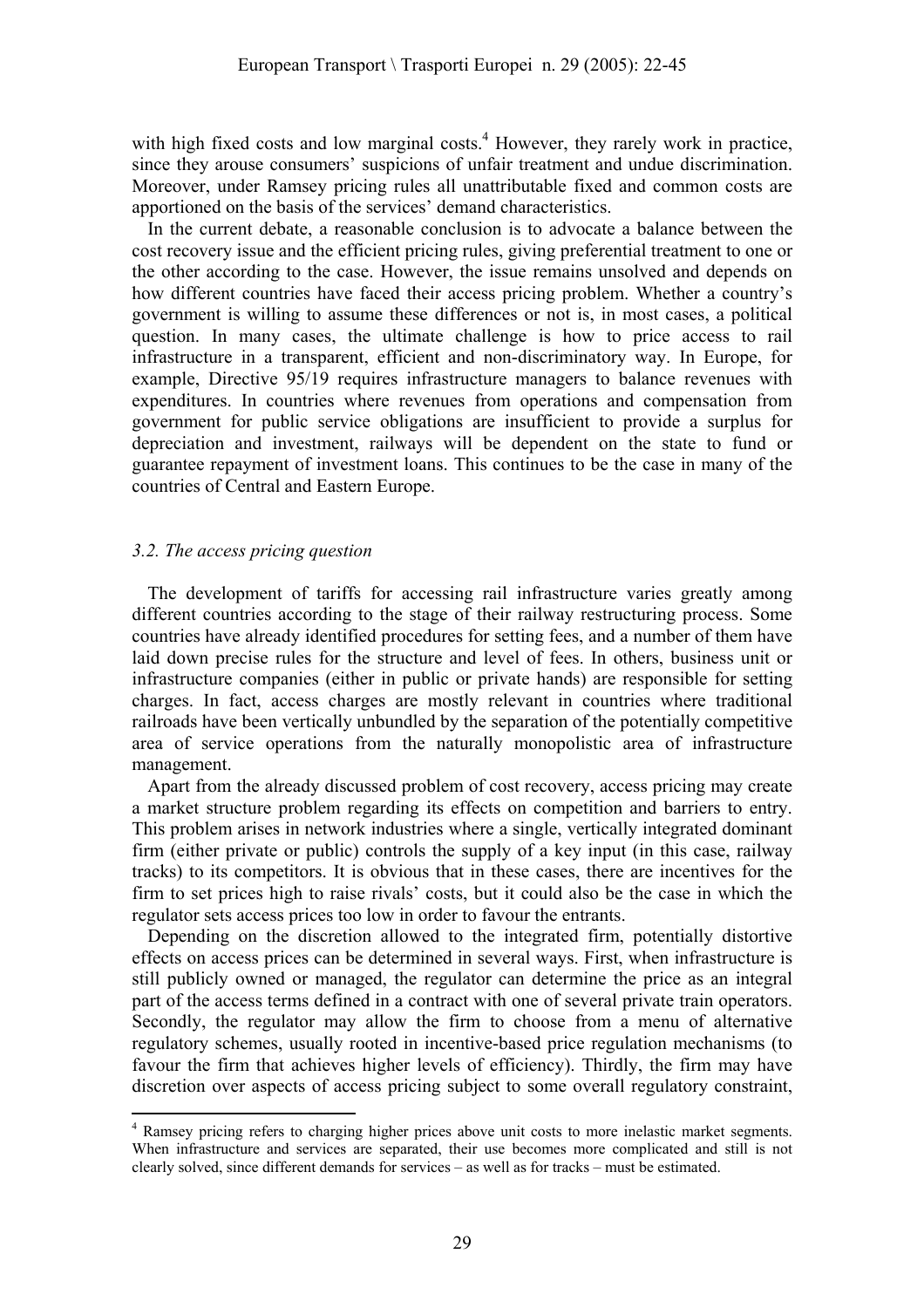with high fixed costs and low marginal costs.[4] However, they rarely work in practice, since they arouse consumers' suspicions of unfair treatment and undue discrimination. Moreover, under Ramsey pricing rules all unattributable fixed and common costs are apportioned on the basis of the services' demand characteristics.

In the current debate, a reasonable conclusion is to advocate a balance between the cost recovery issue and the efficient pricing rules, giving preferential treatment to one or the other according to the case. However, the issue remains unsolved and depends on how different countries have faced their access pricing problem. Whether a country's government is willing to assume these differences or not is, in most cases, a political question. In many cases, the ultimate challenge is how to price access to rail infrastructure in a transparent, efficient and non-discriminatory way. In Europe, for example, Directive 95/19 requires infrastructure managers to balance revenues with expenditures. In countries where revenues from operations and compensation from government for public service obligations are insufficient to provide a surplus for depreciation and investment, railways will be dependent on the state to fund or guarantee repayment of investment loans. This continues to be the case in many of the countries of Central and Eastern Europe.

### *3.2. The access pricing question*

The development of tariffs for accessing rail infrastructure varies greatly among different countries according to the stage of their railway restructuring process. Some countries have already identified procedures for setting fees, and a number of them have laid down precise rules for the structure and level of fees. In others, business unit or infrastructure companies (either in public or private hands) are responsible for setting charges. In fact, access charges are mostly relevant in countries where traditional railroads have been vertically unbundled by the separation of the potentially competitive area of service operations from the naturally monopolistic area of infrastructure management.

Apart from the already discussed problem of cost recovery, access pricing may create a market structure problem regarding its effects on competition and barriers to entry. This problem arises in network industries where a single, vertically integrated dominant firm (either private or public) controls the supply of a key input (in this case, railway tracks) to its competitors. It is obvious that in these cases, there are incentives for the firm to set prices high to raise rivals' costs, but it could also be the case in which the regulator sets access prices too low in order to favour the entrants.

Depending on the discretion allowed to the integrated firm, potentially distortive effects on access prices can be determined in several ways. First, when infrastructure is still publicly owned or managed, the regulator can determine the price as an integral part of the access terms defined in a contract with one of several private train operators. Secondly, the regulator may allow the firm to choose from a menu of alternative regulatory schemes, usually rooted in incentive-based price regulation mechanisms (to favour the firm that achieves higher levels of efficiency). Thirdly, the firm may have discretion over aspects of access pricing subject to some overall regulatory constraint,

[4] Ramsey pricing refers to charging higher prices above unit costs to more inelastic market segments. When infrastructure and services are separated, their use becomes more complicated and still is not clearly solved, since different demands for services – as well as for tracks – must be estimated.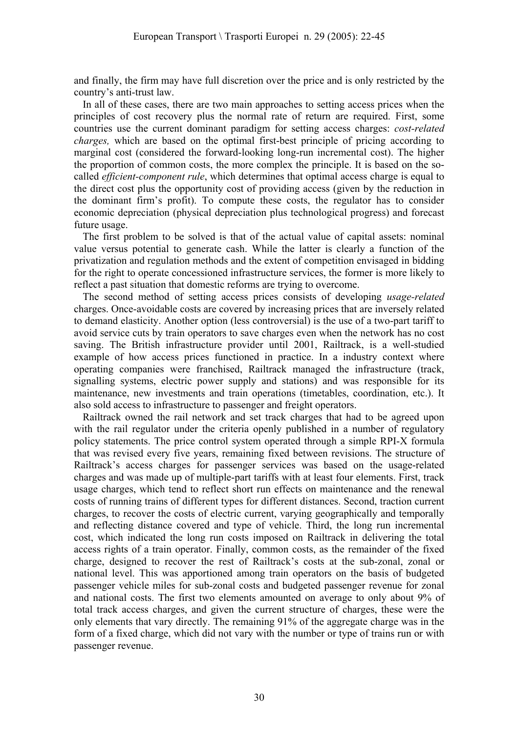and finally, the firm may have full discretion over the price and is only restricted by the country's anti-trust law.

In all of these cases, there are two main approaches to setting access prices when the principles of cost recovery plus the normal rate of return are required. First, some countries use the current dominant paradigm for setting access charges: *cost-related charges,* which are based on the optimal first-best principle of pricing according to marginal cost (considered the forward-looking long-run incremental cost). The higher the proportion of common costs, the more complex the principle. It is based on the so-called *efficient-component rule*, which determines that optimal access charge is equal to the direct cost plus the opportunity cost of providing access (given by the reduction in the dominant firm's profit). To compute these costs, the regulator has to consider economic depreciation (physical depreciation plus technological progress) and forecast future usage.

The first problem to be solved is that of the actual value of capital assets: nominal value versus potential to generate cash. While the latter is clearly a function of the privatization and regulation methods and the extent of competition envisaged in bidding for the right to operate concessioned infrastructure services, the former is more likely to reflect a past situation that domestic reforms are trying to overcome.

The second method of setting access prices consists of developing *usage-related* charges. Once-avoidable costs are covered by increasing prices that are inversely related to demand elasticity. Another option (less controversial) is the use of a two-part tariff to avoid service cuts by train operators to save charges even when the network has no cost saving. The British infrastructure provider until 2001, Railtrack, is a well-studied example of how access prices functioned in practice. In a industry context where operating companies were franchised, Railtrack managed the infrastructure (track, signalling systems, electric power supply and stations) and was responsible for its maintenance, new investments and train operations (timetables, coordination, etc.). It also sold access to infrastructure to passenger and freight operators.

Railtrack owned the rail network and set track charges that had to be agreed upon with the rail regulator under the criteria openly published in a number of regulatory policy statements. The price control system operated through a simple RPI-X formula that was revised every five years, remaining fixed between revisions. The structure of Railtrack's access charges for passenger services was based on the usage-related charges and was made up of multiple-part tariffs with at least four elements. First, track usage charges, which tend to reflect short run effects on maintenance and the renewal costs of running trains of different types for different distances. Second, traction current charges, to recover the costs of electric current, varying geographically and temporally and reflecting distance covered and type of vehicle. Third, the long run incremental cost, which indicated the long run costs imposed on Railtrack in delivering the total access rights of a train operator. Finally, common costs, as the remainder of the fixed charge, designed to recover the rest of Railtrack's costs at the sub-zonal, zonal or national level. This was apportioned among train operators on the basis of budgeted passenger vehicle miles for sub-zonal costs and budgeted passenger revenue for zonal and national costs. The first two elements amounted on average to only about 9% of total track access charges, and given the current structure of charges, these were the only elements that vary directly. The remaining 91% of the aggregate charge was in the form of a fixed charge, which did not vary with the number or type of trains run or with passenger revenue.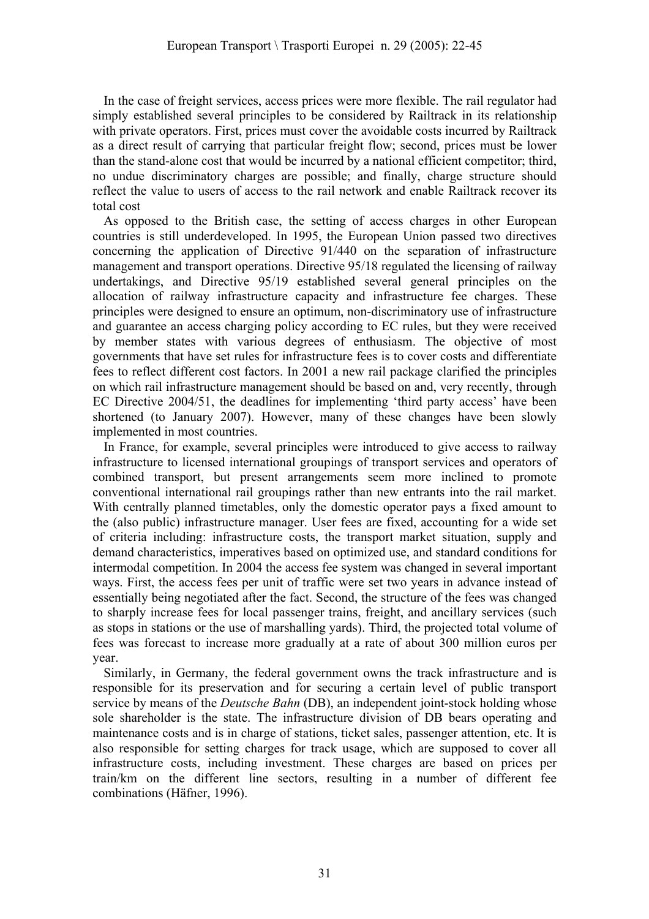In the case of freight services, access prices were more flexible. The rail regulator had simply established several principles to be considered by Railtrack in its relationship with private operators. First, prices must cover the avoidable costs incurred by Railtrack as a direct result of carrying that particular freight flow; second, prices must be lower than the stand-alone cost that would be incurred by a national efficient competitor; third, no undue discriminatory charges are possible; and finally, charge structure should reflect the value to users of access to the rail network and enable Railtrack recover its total cost

As opposed to the British case, the setting of access charges in other European countries is still underdeveloped. In 1995, the European Union passed two directives concerning the application of Directive 91/440 on the separation of infrastructure management and transport operations. Directive 95/18 regulated the licensing of railway undertakings, and Directive 95/19 established several general principles on the allocation of railway infrastructure capacity and infrastructure fee charges. These principles were designed to ensure an optimum, non-discriminatory use of infrastructure and guarantee an access charging policy according to EC rules, but they were received by member states with various degrees of enthusiasm. The objective of most governments that have set rules for infrastructure fees is to cover costs and differentiate fees to reflect different cost factors. In 2001 a new rail package clarified the principles on which rail infrastructure management should be based on and, very recently, through EC Directive 2004/51, the deadlines for implementing 'third party access' have been shortened (to January 2007). However, many of these changes have been slowly implemented in most countries.

In France, for example, several principles were introduced to give access to railway infrastructure to licensed international groupings of transport services and operators of combined transport, but present arrangements seem more inclined to promote conventional international rail groupings rather than new entrants into the rail market. With centrally planned timetables, only the domestic operator pays a fixed amount to the (also public) infrastructure manager. User fees are fixed, accounting for a wide set of criteria including: infrastructure costs, the transport market situation, supply and demand characteristics, imperatives based on optimized use, and standard conditions for intermodal competition. In 2004 the access fee system was changed in several important ways. First, the access fees per unit of traffic were set two years in advance instead of essentially being negotiated after the fact. Second, the structure of the fees was changed to sharply increase fees for local passenger trains, freight, and ancillary services (such as stops in stations or the use of marshalling yards). Third, the projected total volume of fees was forecast to increase more gradually at a rate of about 300 million euros per year.

Similarly, in Germany, the federal government owns the track infrastructure and is responsible for its preservation and for securing a certain level of public transport service by means of the *Deutsche Bahn* (DB), an independent joint-stock holding whose sole shareholder is the state. The infrastructure division of DB bears operating and maintenance costs and is in charge of stations, ticket sales, passenger attention, etc. It is also responsible for setting charges for track usage, which are supposed to cover all infrastructure costs, including investment. These charges are based on prices per train/km on the different line sectors, resulting in a number of different fee combinations (Häfner, 1996).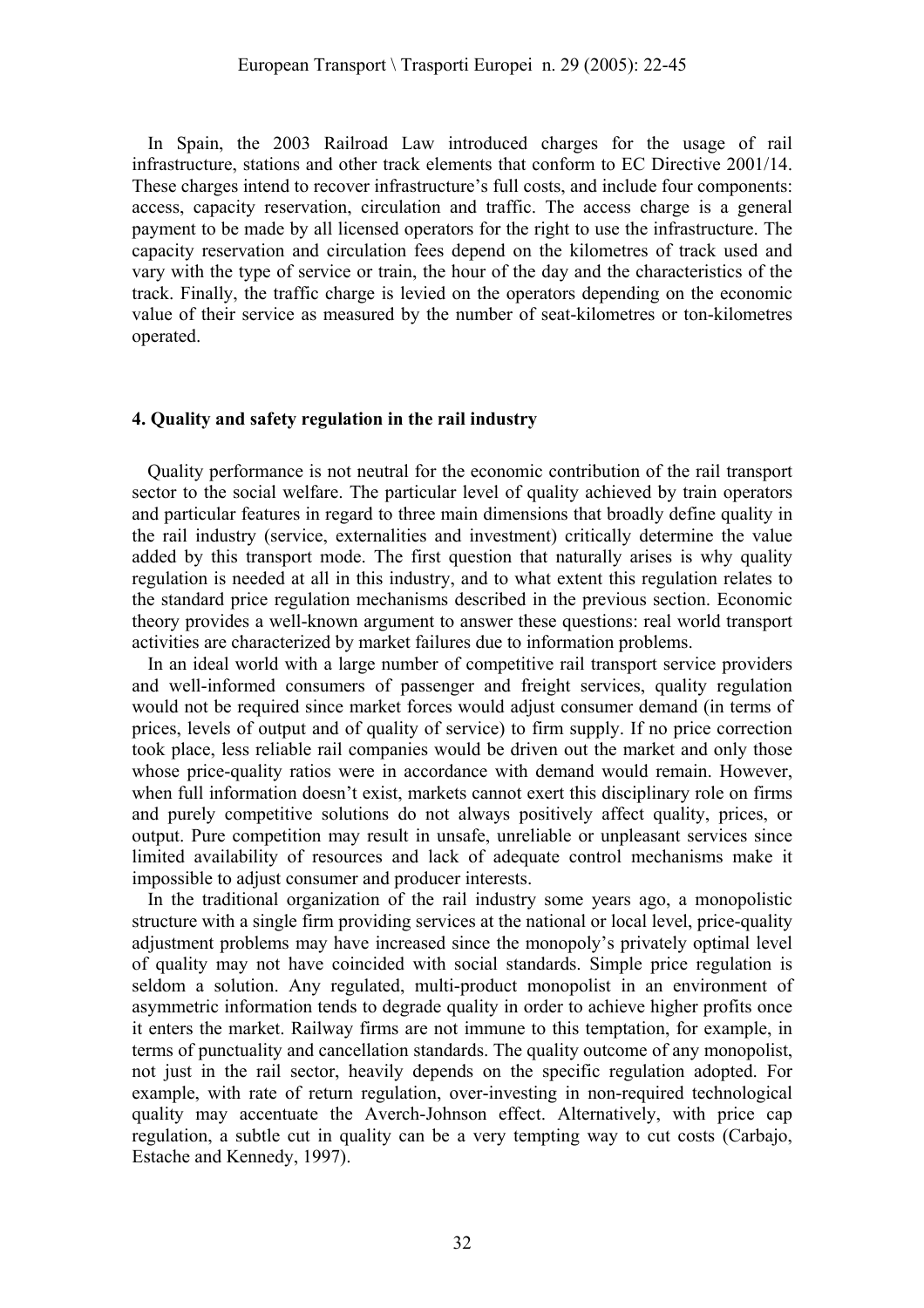In Spain, the 2003 Railroad Law introduced charges for the usage of rail infrastructure, stations and other track elements that conform to EC Directive 2001/14. These charges intend to recover infrastructure's full costs, and include four components: access, capacity reservation, circulation and traffic. The access charge is a general payment to be made by all licensed operators for the right to use the infrastructure. The capacity reservation and circulation fees depend on the kilometres of track used and vary with the type of service or train, the hour of the day and the characteristics of the track. Finally, the traffic charge is levied on the operators depending on the economic value of their service as measured by the number of seat-kilometres or ton-kilometres operated.

## 4. Quality and safety regulation in the rail industry

Quality performance is not neutral for the economic contribution of the rail transport sector to the social welfare. The particular level of quality achieved by train operators and particular features in regard to three main dimensions that broadly define quality in the rail industry (service, externalities and investment) critically determine the value added by this transport mode. The first question that naturally arises is why quality regulation is needed at all in this industry, and to what extent this regulation relates to the standard price regulation mechanisms described in the previous section. Economic theory provides a well-known argument to answer these questions: real world transport activities are characterized by market failures due to information problems.

In an ideal world with a large number of competitive rail transport service providers and well-informed consumers of passenger and freight services, quality regulation would not be required since market forces would adjust consumer demand (in terms of prices, levels of output and of quality of service) to firm supply. If no price correction took place, less reliable rail companies would be driven out the market and only those whose price-quality ratios were in accordance with demand would remain. However, when full information doesn't exist, markets cannot exert this disciplinary role on firms and purely competitive solutions do not always positively affect quality, prices, or output. Pure competition may result in unsafe, unreliable or unpleasant services since limited availability of resources and lack of adequate control mechanisms make it impossible to adjust consumer and producer interests.

In the traditional organization of the rail industry some years ago, a monopolistic structure with a single firm providing services at the national or local level, price-quality adjustment problems may have increased since the monopoly's privately optimal level of quality may not have coincided with social standards. Simple price regulation is seldom a solution. Any regulated, multi-product monopolist in an environment of asymmetric information tends to degrade quality in order to achieve higher profits once it enters the market. Railway firms are not immune to this temptation, for example, in terms of punctuality and cancellation standards. The quality outcome of any monopolist, not just in the rail sector, heavily depends on the specific regulation adopted. For example, with rate of return regulation, over-investing in non-required technological quality may accentuate the Averch-Johnson effect. Alternatively, with price cap regulation, a subtle cut in quality can be a very tempting way to cut costs (Carbajo, Estache and Kennedy, 1997).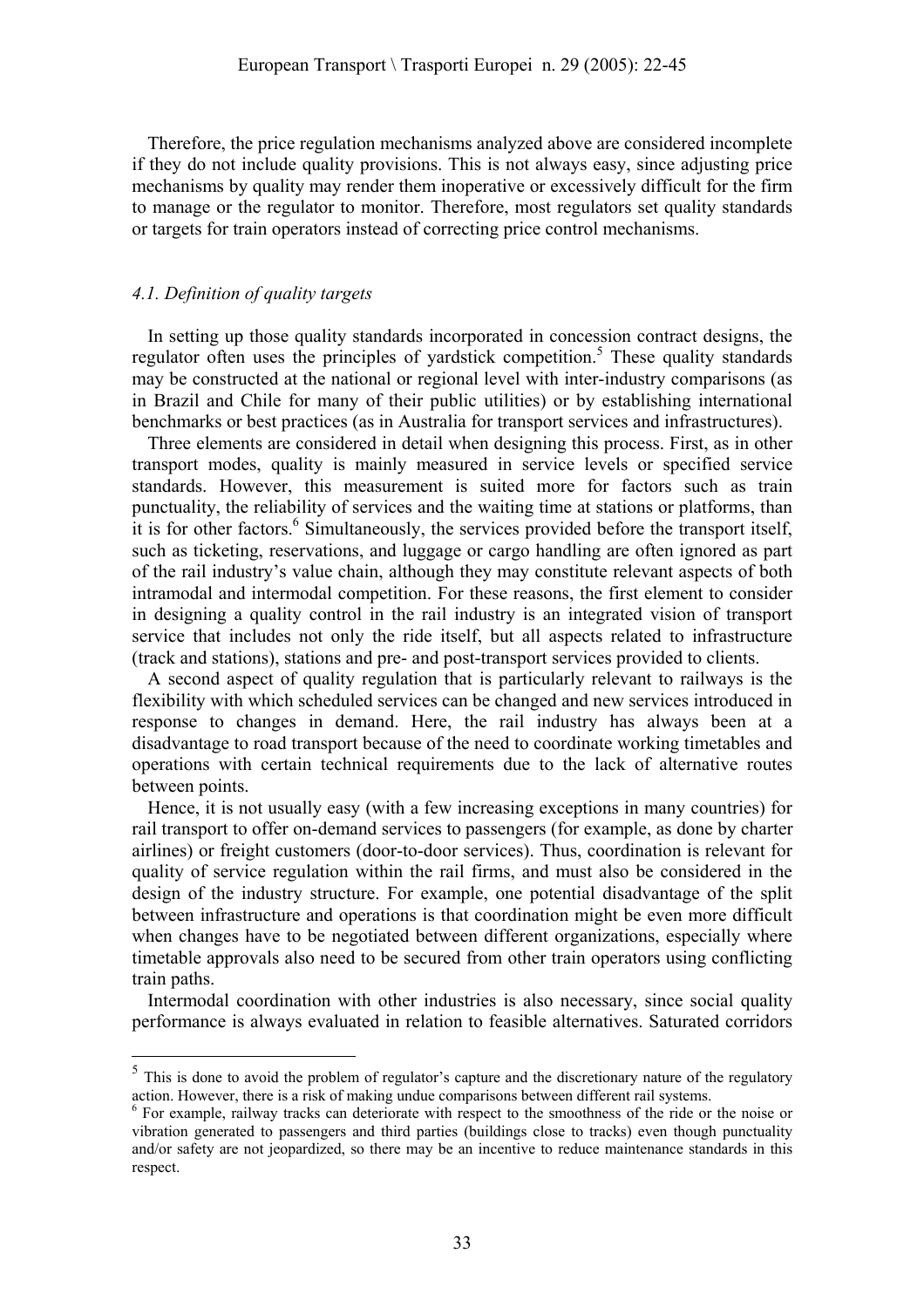Therefore, the price regulation mechanisms analyzed above are considered incomplete if they do not include quality provisions. This is not always easy, since adjusting price mechanisms by quality may render them inoperative or excessively difficult for the firm to manage or the regulator to monitor. Therefore, most regulators set quality standards or targets for train operators instead of correcting price control mechanisms.

### *4.1. Definition of quality targets*

In setting up those quality standards incorporated in concession contract designs, the regulator often uses the principles of yardstick competition.[5] These quality standards may be constructed at the national or regional level with inter-industry comparisons (as in Brazil and Chile for many of their public utilities) or by establishing international benchmarks or best practices (as in Australia for transport services and infrastructures).

Three elements are considered in detail when designing this process. First, as in other transport modes, quality is mainly measured in service levels or specified service standards. However, this measurement is suited more for factors such as train punctuality, the reliability of services and the waiting time at stations or platforms, than it is for other factors.[6] Simultaneously, the services provided before the transport itself, such as ticketing, reservations, and luggage or cargo handling are often ignored as part of the rail industry's value chain, although they may constitute relevant aspects of both intramodal and intermodal competition. For these reasons, the first element to consider in designing a quality control in the rail industry is an integrated vision of transport service that includes not only the ride itself, but all aspects related to infrastructure (track and stations), stations and pre- and post-transport services provided to clients.

A second aspect of quality regulation that is particularly relevant to railways is the flexibility with which scheduled services can be changed and new services introduced in response to changes in demand. Here, the rail industry has always been at a disadvantage to road transport because of the need to coordinate working timetables and operations with certain technical requirements due to the lack of alternative routes between points.

Hence, it is not usually easy (with a few increasing exceptions in many countries) for rail transport to offer on-demand services to passengers (for example, as done by charter airlines) or freight customers (door-to-door services). Thus, coordination is relevant for quality of service regulation within the rail firms, and must also be considered in the design of the industry structure. For example, one potential disadvantage of the split between infrastructure and operations is that coordination might be even more difficult when changes have to be negotiated between different organizations, especially where timetable approvals also need to be secured from other train operators using conflicting train paths.

Intermodal coordination with other industries is also necessary, since social quality performance is always evaluated in relation to feasible alternatives. Saturated corridors

---

[5] This is done to avoid the problem of regulator's capture and the discretionary nature of the regulatory action. However, there is a risk of making undue comparisons between different rail systems.

[6] For example, railway tracks can deteriorate with respect to the smoothness of the ride or the noise or vibration generated to passengers and third parties (buildings close to tracks) even though punctuality and/or safety are not jeopardized, so there may be an incentive to reduce maintenance standards in this respect.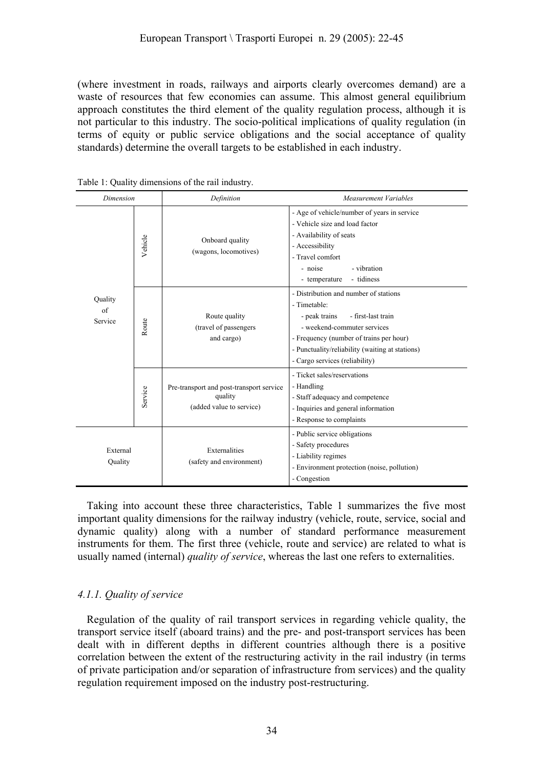(where investment in roads, railways and airports clearly overcomes demand) are a waste of resources that few economies can assume. This almost general equilibrium approach constitutes the third element of the quality regulation process, although it is not particular to this industry. The socio-political implications of quality regulation (in terms of equity or public service obligations and the social acceptance of quality standards) determine the overall targets to be established in each industry.

Table 1: Quality dimensions of the rail industry.

| *Dimension* | | *Definition* | *Measurement Variables* |
|---|---|---|---|
| Quality of Service | Vehicle | Onboard quality (wagons, locomotives) | - Age of vehicle/number of years in service<br>- Vehicle size and load factor<br>- Availability of seats<br>- Accessibility<br>- Travel comfort<br>  - noise  - vibration<br>  - temperature  - tidiness |
| | Route | Route quality (travel of passengers and cargo) | - Distribution and number of stations<br>- Timetable:<br>  - peak trains  - first-last train<br>  - weekend-commuter services<br>- Frequency (number of trains per hour)<br>- Punctuality/reliability (waiting at stations)<br>- Cargo services (reliability) |
| | Service | Pre-transport and post-transport service quality (added value to service) | - Ticket sales/reservations<br>- Handling<br>- Staff adequacy and competence<br>- Inquiries and general information<br>- Response to complaints |
| External Quality | | Externalities (safety and environment) | - Public service obligations<br>- Safety procedures<br>- Liability regimes<br>- Environment protection (noise, pollution)<br>- Congestion |

Taking into account these three characteristics, Table 1 summarizes the five most important quality dimensions for the railway industry (vehicle, route, service, social and dynamic quality) along with a number of standard performance measurement instruments for them. The first three (vehicle, route and service) are related to what is usually named (internal) *quality of service*, whereas the last one refers to externalities.

### *4.1.1. Quality of service*

Regulation of the quality of rail transport services in regarding vehicle quality, the transport service itself (aboard trains) and the pre- and post-transport services has been dealt with in different depths in different countries although there is a positive correlation between the extent of the restructuring activity in the rail industry (in terms of private participation and/or separation of infrastructure from services) and the quality regulation requirement imposed on the industry post-restructuring.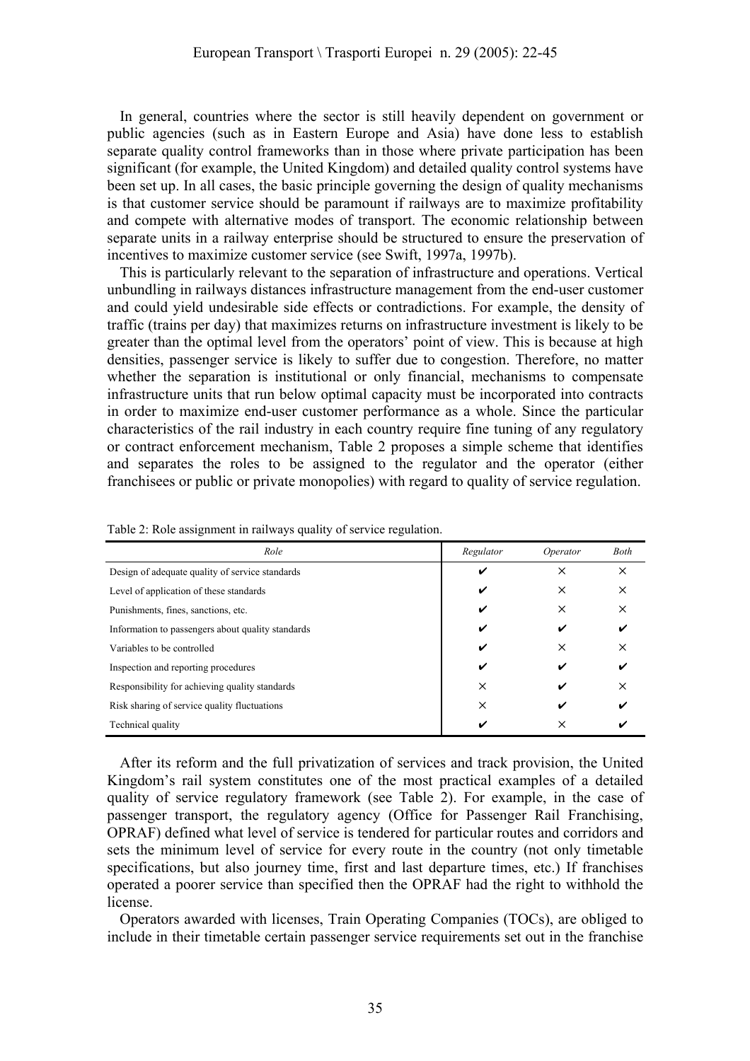In general, countries where the sector is still heavily dependent on government or public agencies (such as in Eastern Europe and Asia) have done less to establish separate quality control frameworks than in those where private participation has been significant (for example, the United Kingdom) and detailed quality control systems have been set up. In all cases, the basic principle governing the design of quality mechanisms is that customer service should be paramount if railways are to maximize profitability and compete with alternative modes of transport. The economic relationship between separate units in a railway enterprise should be structured to ensure the preservation of incentives to maximize customer service (see Swift, 1997a, 1997b).

This is particularly relevant to the separation of infrastructure and operations. Vertical unbundling in railways distances infrastructure management from the end-user customer and could yield undesirable side effects or contradictions. For example, the density of traffic (trains per day) that maximizes returns on infrastructure investment is likely to be greater than the optimal level from the operators' point of view. This is because at high densities, passenger service is likely to suffer due to congestion. Therefore, no matter whether the separation is institutional or only financial, mechanisms to compensate infrastructure units that run below optimal capacity must be incorporated into contracts in order to maximize end-user customer performance as a whole. Since the particular characteristics of the rail industry in each country require fine tuning of any regulatory or contract enforcement mechanism, Table 2 proposes a simple scheme that identifies and separates the roles to be assigned to the regulator and the operator (either franchisees or public or private monopolies) with regard to quality of service regulation.

Table 2: Role assignment in railways quality of service regulation.

| *Role* | *Regulator* | *Operator* | *Both* |
|---|---|---|---|
| Design of adequate quality of service standards | ✔ | × | × |
| Level of application of these standards | ✔ | × | × |
| Punishments, fines, sanctions, etc. | ✔ | × | × |
| Information to passengers about quality standards | ✔ | ✔ | ✔ |
| Variables to be controlled | ✔ | × | × |
| Inspection and reporting procedures | ✔ | ✔ | ✔ |
| Responsibility for achieving quality standards | × | ✔ | × |
| Risk sharing of service quality fluctuations | × | ✔ | ✔ |
| Technical quality | ✔ | × | ✔ |

After its reform and the full privatization of services and track provision, the United Kingdom's rail system constitutes one of the most practical examples of a detailed quality of service regulatory framework (see Table 2). For example, in the case of passenger transport, the regulatory agency (Office for Passenger Rail Franchising, OPRAF) defined what level of service is tendered for particular routes and corridors and sets the minimum level of service for every route in the country (not only timetable specifications, but also journey time, first and last departure times, etc.) If franchises operated a poorer service than specified then the OPRAF had the right to withhold the license.

Operators awarded with licenses, Train Operating Companies (TOCs), are obliged to include in their timetable certain passenger service requirements set out in the franchise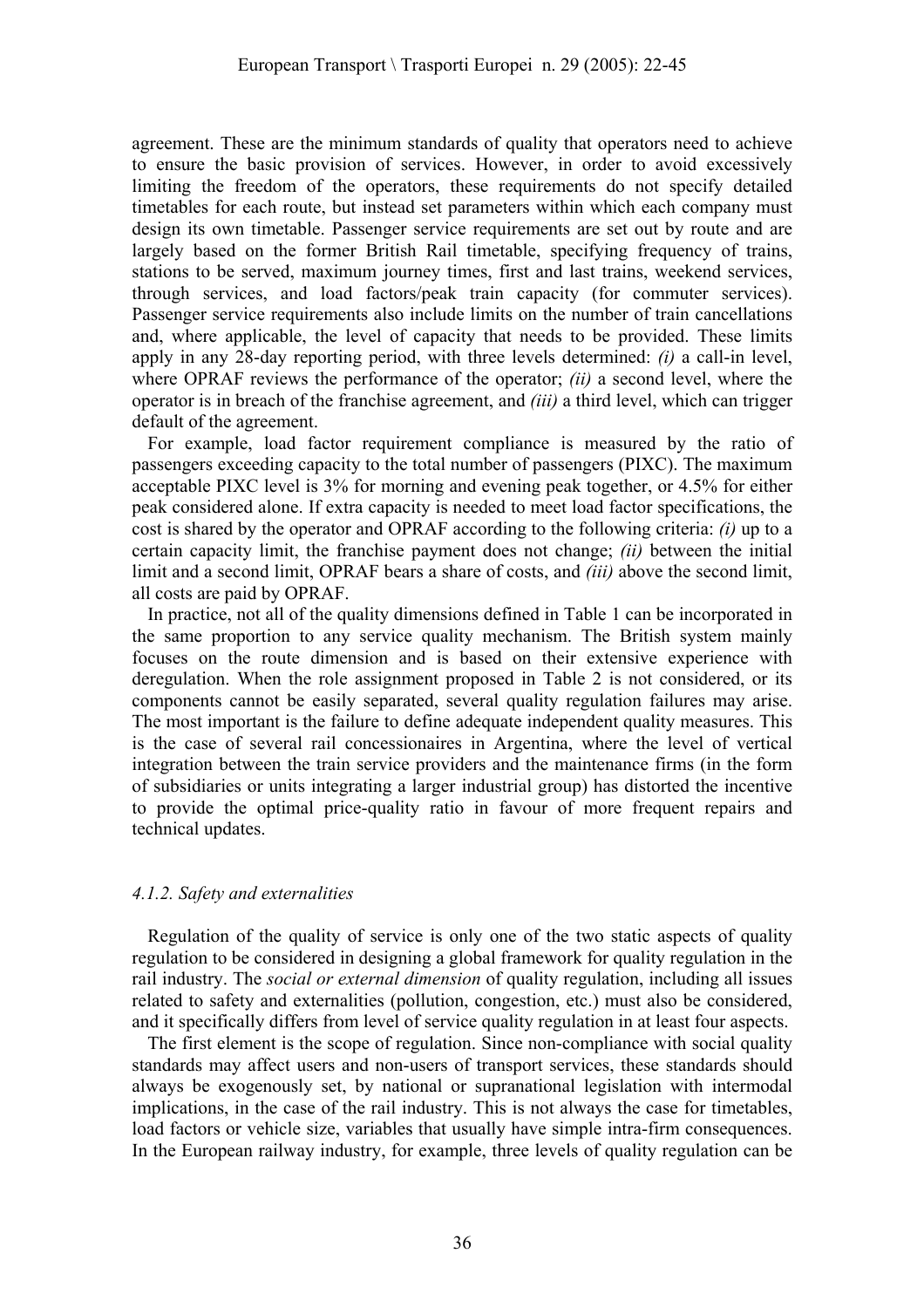agreement. These are the minimum standards of quality that operators need to achieve to ensure the basic provision of services. However, in order to avoid excessively limiting the freedom of the operators, these requirements do not specify detailed timetables for each route, but instead set parameters within which each company must design its own timetable. Passenger service requirements are set out by route and are largely based on the former British Rail timetable, specifying frequency of trains, stations to be served, maximum journey times, first and last trains, weekend services, through services, and load factors/peak train capacity (for commuter services). Passenger service requirements also include limits on the number of train cancellations and, where applicable, the level of capacity that needs to be provided. These limits apply in any 28-day reporting period, with three levels determined: *(i)* a call-in level, where OPRAF reviews the performance of the operator; *(ii)* a second level, where the operator is in breach of the franchise agreement, and *(iii)* a third level, which can trigger default of the agreement.

For example, load factor requirement compliance is measured by the ratio of passengers exceeding capacity to the total number of passengers (PIXC). The maximum acceptable PIXC level is 3% for morning and evening peak together, or 4.5% for either peak considered alone. If extra capacity is needed to meet load factor specifications, the cost is shared by the operator and OPRAF according to the following criteria: *(i)* up to a certain capacity limit, the franchise payment does not change; *(ii)* between the initial limit and a second limit, OPRAF bears a share of costs, and *(iii)* above the second limit, all costs are paid by OPRAF.

In practice, not all of the quality dimensions defined in Table 1 can be incorporated in the same proportion to any service quality mechanism. The British system mainly focuses on the route dimension and is based on their extensive experience with deregulation. When the role assignment proposed in Table 2 is not considered, or its components cannot be easily separated, several quality regulation failures may arise. The most important is the failure to define adequate independent quality measures. This is the case of several rail concessionaires in Argentina, where the level of vertical integration between the train service providers and the maintenance firms (in the form of subsidiaries or units integrating a larger industrial group) has distorted the incentive to provide the optimal price-quality ratio in favour of more frequent repairs and technical updates.

#### *4.1.2. Safety and externalities*

Regulation of the quality of service is only one of the two static aspects of quality regulation to be considered in designing a global framework for quality regulation in the rail industry. The *social or external dimension* of quality regulation, including all issues related to safety and externalities (pollution, congestion, etc.) must also be considered, and it specifically differs from level of service quality regulation in at least four aspects.

The first element is the scope of regulation. Since non-compliance with social quality standards may affect users and non-users of transport services, these standards should always be exogenously set, by national or supranational legislation with intermodal implications, in the case of the rail industry. This is not always the case for timetables, load factors or vehicle size, variables that usually have simple intra-firm consequences. In the European railway industry, for example, three levels of quality regulation can be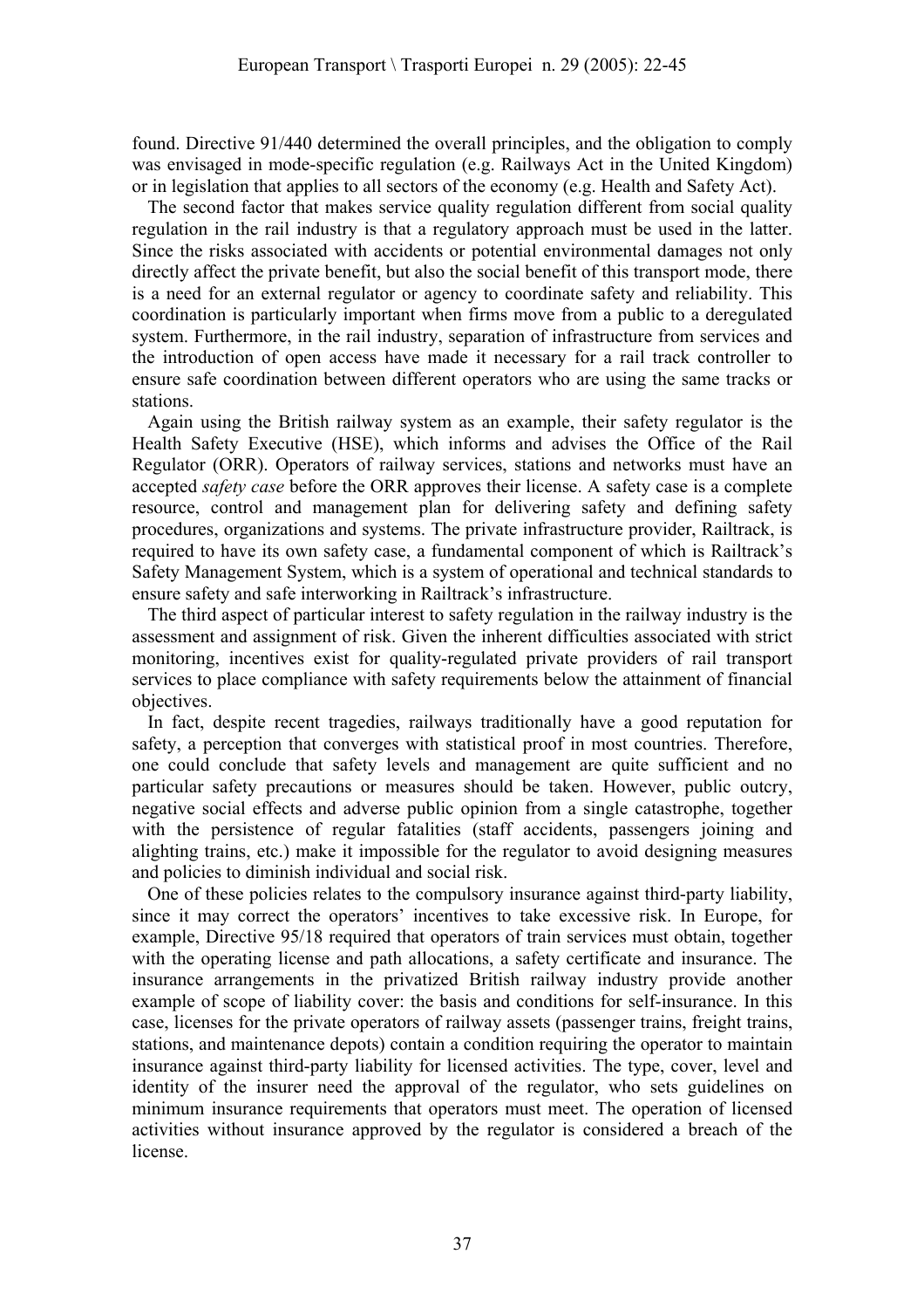found. Directive 91/440 determined the overall principles, and the obligation to comply was envisaged in mode-specific regulation (e.g. Railways Act in the United Kingdom) or in legislation that applies to all sectors of the economy (e.g. Health and Safety Act).

The second factor that makes service quality regulation different from social quality regulation in the rail industry is that a regulatory approach must be used in the latter. Since the risks associated with accidents or potential environmental damages not only directly affect the private benefit, but also the social benefit of this transport mode, there is a need for an external regulator or agency to coordinate safety and reliability. This coordination is particularly important when firms move from a public to a deregulated system. Furthermore, in the rail industry, separation of infrastructure from services and the introduction of open access have made it necessary for a rail track controller to ensure safe coordination between different operators who are using the same tracks or stations.

Again using the British railway system as an example, their safety regulator is the Health Safety Executive (HSE), which informs and advises the Office of the Rail Regulator (ORR). Operators of railway services, stations and networks must have an accepted *safety case* before the ORR approves their license. A safety case is a complete resource, control and management plan for delivering safety and defining safety procedures, organizations and systems. The private infrastructure provider, Railtrack, is required to have its own safety case, a fundamental component of which is Railtrack's Safety Management System, which is a system of operational and technical standards to ensure safety and safe interworking in Railtrack's infrastructure.

The third aspect of particular interest to safety regulation in the railway industry is the assessment and assignment of risk. Given the inherent difficulties associated with strict monitoring, incentives exist for quality-regulated private providers of rail transport services to place compliance with safety requirements below the attainment of financial objectives.

In fact, despite recent tragedies, railways traditionally have a good reputation for safety, a perception that converges with statistical proof in most countries. Therefore, one could conclude that safety levels and management are quite sufficient and no particular safety precautions or measures should be taken. However, public outcry, negative social effects and adverse public opinion from a single catastrophe, together with the persistence of regular fatalities (staff accidents, passengers joining and alighting trains, etc.) make it impossible for the regulator to avoid designing measures and policies to diminish individual and social risk.

One of these policies relates to the compulsory insurance against third-party liability, since it may correct the operators' incentives to take excessive risk. In Europe, for example, Directive 95/18 required that operators of train services must obtain, together with the operating license and path allocations, a safety certificate and insurance. The insurance arrangements in the privatized British railway industry provide another example of scope of liability cover: the basis and conditions for self-insurance. In this case, licenses for the private operators of railway assets (passenger trains, freight trains, stations, and maintenance depots) contain a condition requiring the operator to maintain insurance against third-party liability for licensed activities. The type, cover, level and identity of the insurer need the approval of the regulator, who sets guidelines on minimum insurance requirements that operators must meet. The operation of licensed activities without insurance approved by the regulator is considered a breach of the license.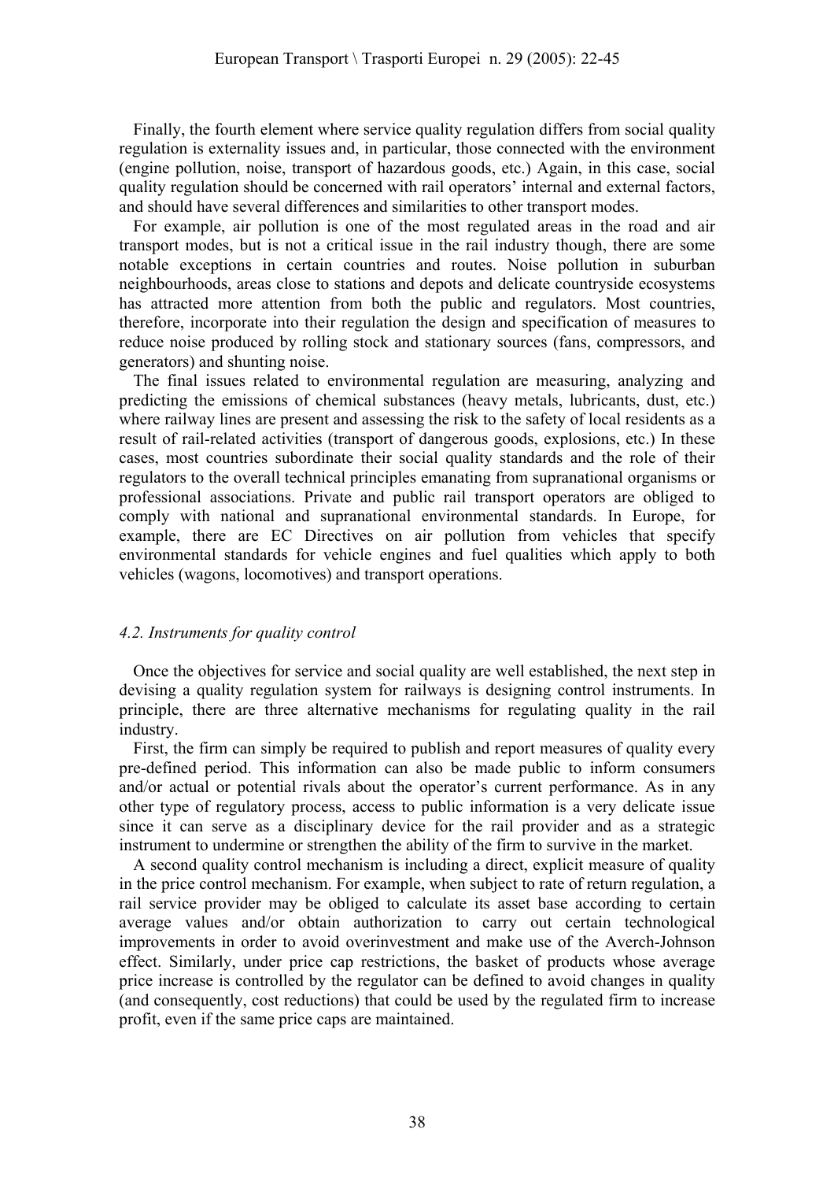Finally, the fourth element where service quality regulation differs from social quality regulation is externality issues and, in particular, those connected with the environment (engine pollution, noise, transport of hazardous goods, etc.) Again, in this case, social quality regulation should be concerned with rail operators' internal and external factors, and should have several differences and similarities to other transport modes.

For example, air pollution is one of the most regulated areas in the road and air transport modes, but is not a critical issue in the rail industry though, there are some notable exceptions in certain countries and routes. Noise pollution in suburban neighbourhoods, areas close to stations and depots and delicate countryside ecosystems has attracted more attention from both the public and regulators. Most countries, therefore, incorporate into their regulation the design and specification of measures to reduce noise produced by rolling stock and stationary sources (fans, compressors, and generators) and shunting noise.

The final issues related to environmental regulation are measuring, analyzing and predicting the emissions of chemical substances (heavy metals, lubricants, dust, etc.) where railway lines are present and assessing the risk to the safety of local residents as a result of rail-related activities (transport of dangerous goods, explosions, etc.) In these cases, most countries subordinate their social quality standards and the role of their regulators to the overall technical principles emanating from supranational organisms or professional associations. Private and public rail transport operators are obliged to comply with national and supranational environmental standards. In Europe, for example, there are EC Directives on air pollution from vehicles that specify environmental standards for vehicle engines and fuel qualities which apply to both vehicles (wagons, locomotives) and transport operations.

### *4.2. Instruments for quality control*

Once the objectives for service and social quality are well established, the next step in devising a quality regulation system for railways is designing control instruments. In principle, there are three alternative mechanisms for regulating quality in the rail industry.

First, the firm can simply be required to publish and report measures of quality every pre-defined period. This information can also be made public to inform consumers and/or actual or potential rivals about the operator's current performance. As in any other type of regulatory process, access to public information is a very delicate issue since it can serve as a disciplinary device for the rail provider and as a strategic instrument to undermine or strengthen the ability of the firm to survive in the market.

A second quality control mechanism is including a direct, explicit measure of quality in the price control mechanism. For example, when subject to rate of return regulation, a rail service provider may be obliged to calculate its asset base according to certain average values and/or obtain authorization to carry out certain technological improvements in order to avoid overinvestment and make use of the Averch-Johnson effect. Similarly, under price cap restrictions, the basket of products whose average price increase is controlled by the regulator can be defined to avoid changes in quality (and consequently, cost reductions) that could be used by the regulated firm to increase profit, even if the same price caps are maintained.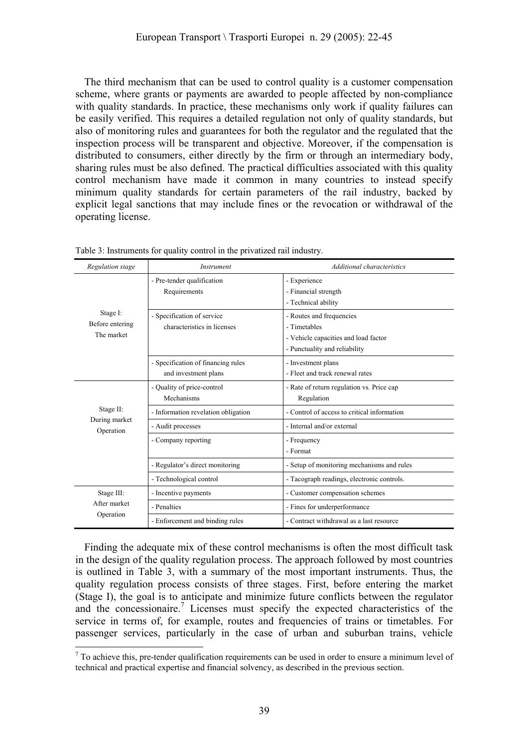The third mechanism that can be used to control quality is a customer compensation scheme, where grants or payments are awarded to people affected by non-compliance with quality standards. In practice, these mechanisms only work if quality failures can be easily verified. This requires a detailed regulation not only of quality standards, but also of monitoring rules and guarantees for both the regulator and the regulated that the inspection process will be transparent and objective. Moreover, if the compensation is distributed to consumers, either directly by the firm or through an intermediary body, sharing rules must be also defined. The practical difficulties associated with this quality control mechanism have made it common in many countries to instead specify minimum quality standards for certain parameters of the rail industry, backed by explicit legal sanctions that may include fines or the revocation or withdrawal of the operating license.

Table 3: Instruments for quality control in the privatized rail industry.

| *Regulation stage* | *Instrument* | *Additional characteristics* |
|---|---|---|
| Stage I: Before entering The market | - Pre-tender qualification Requirements | - Experience<br>- Financial strength<br>- Technical ability |
| | - Specification of service characteristics in licenses | - Routes and frequencies<br>- Timetables<br>- Vehicle capacities and load factor<br>- Punctuality and reliability |
| | - Specification of financing rules and investment plans | - Investment plans<br>- Fleet and track renewal rates |
| Stage II: During market Operation | - Quality of price-control Mechanisms | - Rate of return regulation vs. Price cap Regulation |
| | - Information revelation obligation | - Control of access to critical information |
| | - Audit processes | - Internal and/or external |
| | - Company reporting | - Frequency<br>- Format |
| | - Regulator's direct monitoring | - Setup of monitoring mechanisms and rules |
| | - Technological control | - Tacograph readings, electronic controls. |
| Stage III: After market Operation | - Incentive payments | - Customer compensation schemes |
| | - Penalties | - Fines for underperformance |
| | - Enforcement and binding rules | - Contract withdrawal as a last resource |

Finding the adequate mix of these control mechanisms is often the most difficult task in the design of the quality regulation process. The approach followed by most countries is outlined in Table 3, with a summary of the most important instruments. Thus, the quality regulation process consists of three stages. First, before entering the market (Stage I), the goal is to anticipate and minimize future conflicts between the regulator and the concessionaire.[7] Licenses must specify the expected characteristics of the service in terms of, for example, routes and frequencies of trains or timetables. For passenger services, particularly in the case of urban and suburban trains, vehicle

[7] To achieve this, pre-tender qualification requirements can be used in order to ensure a minimum level of technical and practical expertise and financial solvency, as described in the previous section.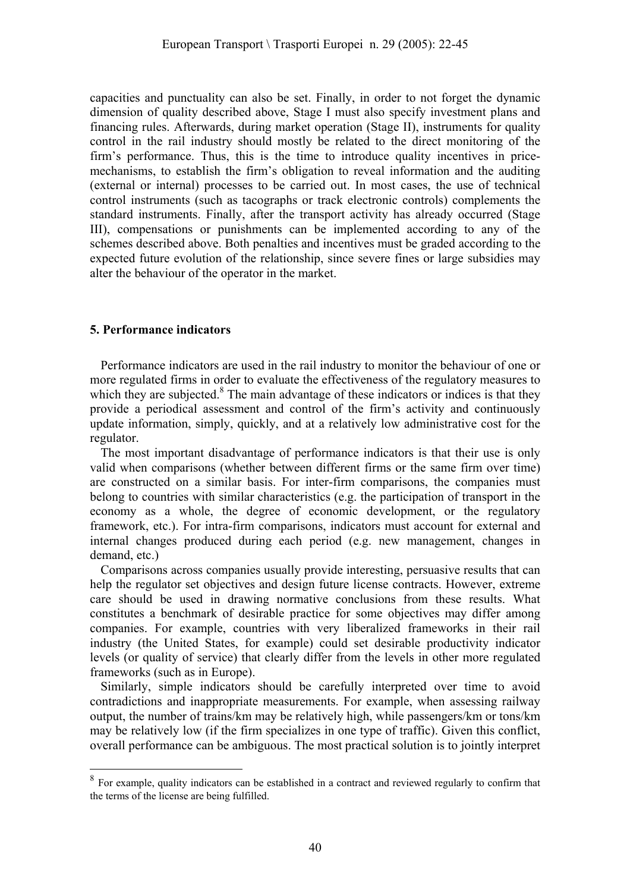capacities and punctuality can also be set. Finally, in order to not forget the dynamic dimension of quality described above, Stage I must also specify investment plans and financing rules. Afterwards, during market operation (Stage II), instruments for quality control in the rail industry should mostly be related to the direct monitoring of the firm's performance. Thus, this is the time to introduce quality incentives in price-mechanisms, to establish the firm's obligation to reveal information and the auditing (external or internal) processes to be carried out. In most cases, the use of technical control instruments (such as tacographs or track electronic controls) complements the standard instruments. Finally, after the transport activity has already occurred (Stage III), compensations or punishments can be implemented according to any of the schemes described above. Both penalties and incentives must be graded according to the expected future evolution of the relationship, since severe fines or large subsidies may alter the behaviour of the operator in the market.

## 5. Performance indicators

Performance indicators are used in the rail industry to monitor the behaviour of one or more regulated firms in order to evaluate the effectiveness of the regulatory measures to which they are subjected.[8] The main advantage of these indicators or indices is that they provide a periodical assessment and control of the firm's activity and continuously update information, simply, quickly, and at a relatively low administrative cost for the regulator.

The most important disadvantage of performance indicators is that their use is only valid when comparisons (whether between different firms or the same firm over time) are constructed on a similar basis. For inter-firm comparisons, the companies must belong to countries with similar characteristics (e.g. the participation of transport in the economy as a whole, the degree of economic development, or the regulatory framework, etc.). For intra-firm comparisons, indicators must account for external and internal changes produced during each period (e.g. new management, changes in demand, etc.)

Comparisons across companies usually provide interesting, persuasive results that can help the regulator set objectives and design future license contracts. However, extreme care should be used in drawing normative conclusions from these results. What constitutes a benchmark of desirable practice for some objectives may differ among companies. For example, countries with very liberalized frameworks in their rail industry (the United States, for example) could set desirable productivity indicator levels (or quality of service) that clearly differ from the levels in other more regulated frameworks (such as in Europe).

Similarly, simple indicators should be carefully interpreted over time to avoid contradictions and inappropriate measurements. For example, when assessing railway output, the number of trains/km may be relatively high, while passengers/km or tons/km may be relatively low (if the firm specializes in one type of traffic). Given this conflict, overall performance can be ambiguous. The most practical solution is to jointly interpret

---

[8] For example, quality indicators can be established in a contract and reviewed regularly to confirm that the terms of the license are being fulfilled.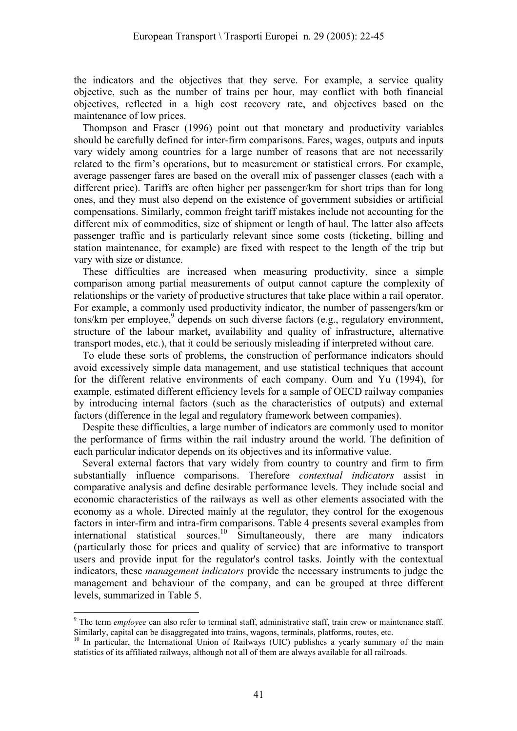the indicators and the objectives that they serve. For example, a service quality objective, such as the number of trains per hour, may conflict with both financial objectives, reflected in a high cost recovery rate, and objectives based on the maintenance of low prices.

Thompson and Fraser (1996) point out that monetary and productivity variables should be carefully defined for inter-firm comparisons. Fares, wages, outputs and inputs vary widely among countries for a large number of reasons that are not necessarily related to the firm's operations, but to measurement or statistical errors. For example, average passenger fares are based on the overall mix of passenger classes (each with a different price). Tariffs are often higher per passenger/km for short trips than for long ones, and they must also depend on the existence of government subsidies or artificial compensations. Similarly, common freight tariff mistakes include not accounting for the different mix of commodities, size of shipment or length of haul. The latter also affects passenger traffic and is particularly relevant since some costs (ticketing, billing and station maintenance, for example) are fixed with respect to the length of the trip but vary with size or distance.

These difficulties are increased when measuring productivity, since a simple comparison among partial measurements of output cannot capture the complexity of relationships or the variety of productive structures that take place within a rail operator. For example, a commonly used productivity indicator, the number of passengers/km or tons/km per employee,[9] depends on such diverse factors (e.g., regulatory environment, structure of the labour market, availability and quality of infrastructure, alternative transport modes, etc.), that it could be seriously misleading if interpreted without care.

To elude these sorts of problems, the construction of performance indicators should avoid excessively simple data management, and use statistical techniques that account for the different relative environments of each company. Oum and Yu (1994), for example, estimated different efficiency levels for a sample of OECD railway companies by introducing internal factors (such as the characteristics of outputs) and external factors (difference in the legal and regulatory framework between companies).

Despite these difficulties, a large number of indicators are commonly used to monitor the performance of firms within the rail industry around the world. The definition of each particular indicator depends on its objectives and its informative value.

Several external factors that vary widely from country to country and firm to firm substantially influence comparisons. Therefore *contextual indicators* assist in comparative analysis and define desirable performance levels. They include social and economic characteristics of the railways as well as other elements associated with the economy as a whole. Directed mainly at the regulator, they control for the exogenous factors in inter-firm and intra-firm comparisons. Table 4 presents several examples from international statistical sources.[10] Simultaneously, there are many indicators (particularly those for prices and quality of service) that are informative to transport users and provide input for the regulator's control tasks. Jointly with the contextual indicators, these *management indicators* provide the necessary instruments to judge the management and behaviour of the company, and can be grouped at three different levels, summarized in Table 5.

---

[9] The term *employee* can also refer to terminal staff, administrative staff, train crew or maintenance staff. Similarly, capital can be disaggregated into trains, wagons, terminals, platforms, routes, etc.

[10] In particular, the International Union of Railways (UIC) publishes a yearly summary of the main statistics of its affiliated railways, although not all of them are always available for all railroads.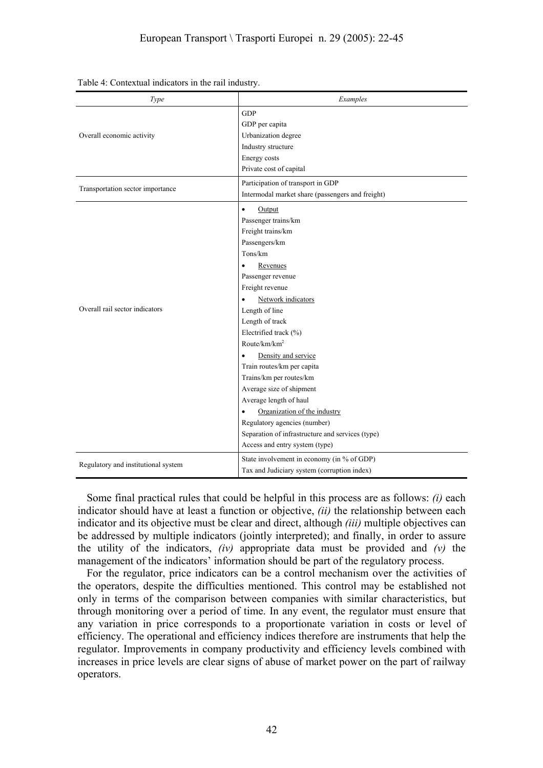Table 4: Contextual indicators in the rail industry.

| *Type* | *Examples* |
|---|---|
| Overall economic activity | GDP<br>GDP per capita<br>Urbanization degree<br>Industry structure<br>Energy costs<br>Private cost of capital |
| Transportation sector importance | Participation of transport in GDP<br>Intermodal market share (passengers and freight) |
| Overall rail sector indicators | • <u>Output</u><br>Passenger trains/km<br>Freight trains/km<br>Passengers/km<br>Tons/km<br>• <u>Revenues</u><br>Passenger revenue<br>Freight revenue<br>• <u>Network indicators</u><br>Length of line<br>Length of track<br>Electrified track (%)<br>Route/km/km$^2$<br>• <u>Density and service</u><br>Train routes/km per capita<br>Trains/km per routes/km<br>Average size of shipment<br>Average length of haul<br>• <u>Organization of the industry</u><br>Regulatory agencies (number)<br>Separation of infrastructure and services (type)<br>Access and entry system (type) |
| Regulatory and institutional system | State involvement in economy (in % of GDP)<br>Tax and Judiciary system (corruption index) |

Some final practical rules that could be helpful in this process are as follows: *(i)* each indicator should have at least a function or objective, *(ii)* the relationship between each indicator and its objective must be clear and direct, although *(iii)* multiple objectives can be addressed by multiple indicators (jointly interpreted); and finally, in order to assure the utility of the indicators, *(iv)* appropriate data must be provided and *(v)* the management of the indicators' information should be part of the regulatory process.

For the regulator, price indicators can be a control mechanism over the activities of the operators, despite the difficulties mentioned. This control may be established not only in terms of the comparison between companies with similar characteristics, but through monitoring over a period of time. In any event, the regulator must ensure that any variation in price corresponds to a proportionate variation in costs or level of efficiency. The operational and efficiency indices therefore are instruments that help the regulator. Improvements in company productivity and efficiency levels combined with increases in price levels are clear signs of abuse of market power on the part of railway operators.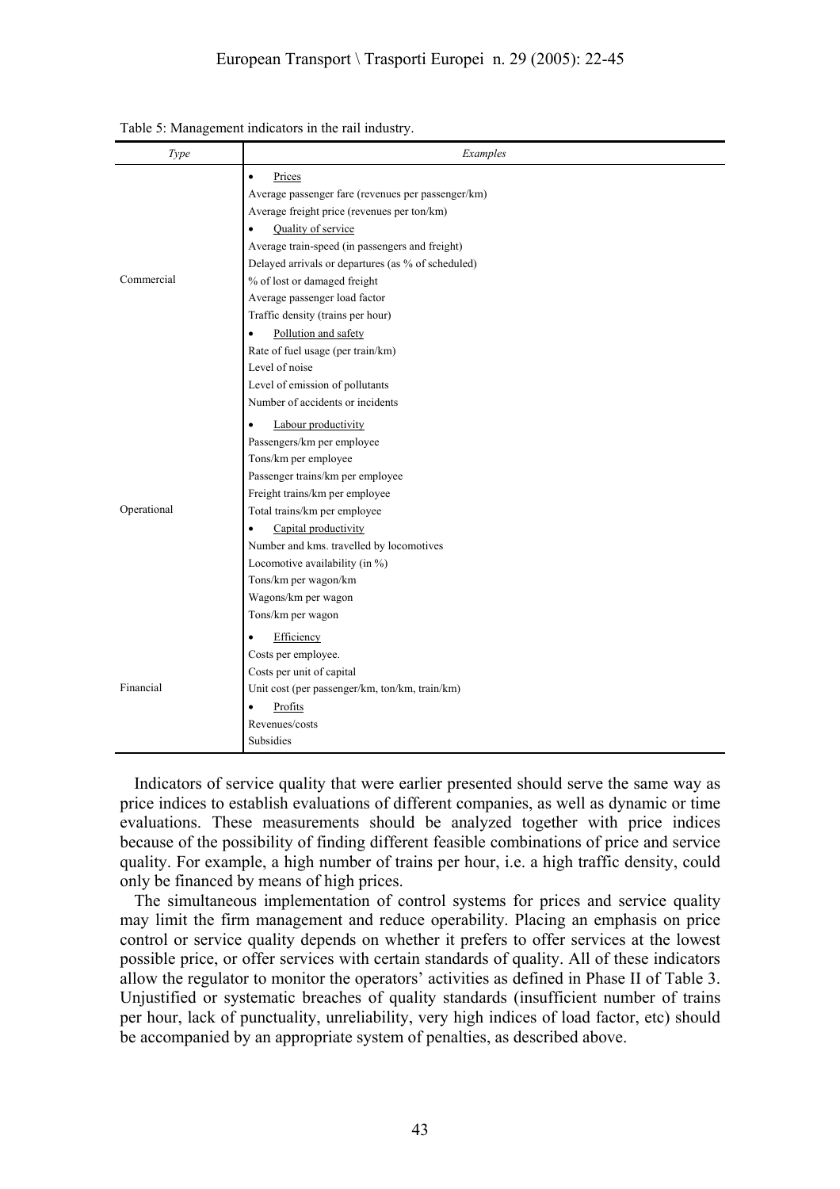Table 5: Management indicators in the rail industry.

| *Type* | *Examples* |
|---|---|
| Commercial | • Prices<br>Average passenger fare (revenues per passenger/km)<br>Average freight price (revenues per ton/km)<br>• Quality of service<br>Average train-speed (in passengers and freight)<br>Delayed arrivals or departures (as % of scheduled)<br>% of lost or damaged freight<br>Average passenger load factor<br>Traffic density (trains per hour)<br>• Pollution and safety<br>Rate of fuel usage (per train/km)<br>Level of noise<br>Level of emission of pollutants<br>Number of accidents or incidents |
| Operational | • Labour productivity<br>Passengers/km per employee<br>Tons/km per employee<br>Passenger trains/km per employee<br>Freight trains/km per employee<br>Total trains/km per employee<br>• Capital productivity<br>Number and kms. travelled by locomotives<br>Locomotive availability (in %)<br>Tons/km per wagon/km<br>Wagons/km per wagon<br>Tons/km per wagon |
| Financial | • Efficiency<br>Costs per employee.<br>Costs per unit of capital<br>Unit cost (per passenger/km, ton/km, train/km)<br>• Profits<br>Revenues/costs<br>Subsidies |

Indicators of service quality that were earlier presented should serve the same way as price indices to establish evaluations of different companies, as well as dynamic or time evaluations. These measurements should be analyzed together with price indices because of the possibility of finding different feasible combinations of price and service quality. For example, a high number of trains per hour, i.e. a high traffic density, could only be financed by means of high prices.

The simultaneous implementation of control systems for prices and service quality may limit the firm management and reduce operability. Placing an emphasis on price control or service quality depends on whether it prefers to offer services at the lowest possible price, or offer services with certain standards of quality. All of these indicators allow the regulator to monitor the operators' activities as defined in Phase II of Table 3. Unjustified or systematic breaches of quality standards (insufficient number of trains per hour, lack of punctuality, unreliability, very high indices of load factor, etc) should be accompanied by an appropriate system of penalties, as described above.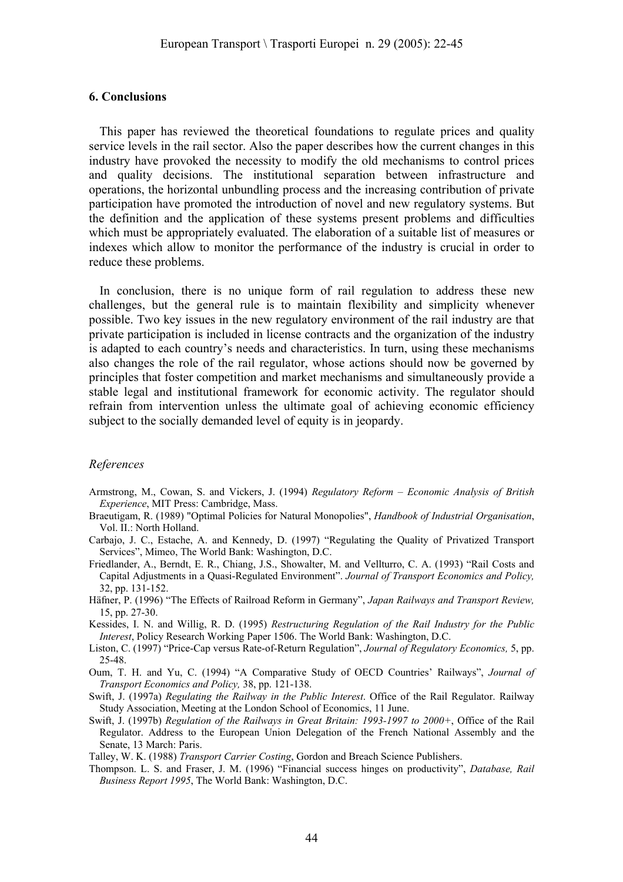## 6. Conclusions

This paper has reviewed the theoretical foundations to regulate prices and quality service levels in the rail sector. Also the paper describes how the current changes in this industry have provoked the necessity to modify the old mechanisms to control prices and quality decisions. The institutional separation between infrastructure and operations, the horizontal unbundling process and the increasing contribution of private participation have promoted the introduction of novel and new regulatory systems. But the definition and the application of these systems present problems and difficulties which must be appropriately evaluated. The elaboration of a suitable list of measures or indexes which allow to monitor the performance of the industry is crucial in order to reduce these problems.

In conclusion, there is no unique form of rail regulation to address these new challenges, but the general rule is to maintain flexibility and simplicity whenever possible. Two key issues in the new regulatory environment of the rail industry are that private participation is included in license contracts and the organization of the industry is adapted to each country's needs and characteristics. In turn, using these mechanisms also changes the role of the rail regulator, whose actions should now be governed by principles that foster competition and market mechanisms and simultaneously provide a stable legal and institutional framework for economic activity. The regulator should refrain from intervention unless the ultimate goal of achieving economic efficiency subject to the socially demanded level of equity is in jeopardy.

### *References*

Armstrong, M., Cowan, S. and Vickers, J. (1994) *Regulatory Reform – Economic Analysis of British Experience*, MIT Press: Cambridge, Mass.

Braeutigam, R. (1989) "Optimal Policies for Natural Monopolies", *Handbook of Industrial Organisation*, Vol. II.: North Holland.

Carbajo, J. C., Estache, A. and Kennedy, D. (1997) "Regulating the Quality of Privatized Transport Services", Mimeo, The World Bank: Washington, D.C.

Friedlander, A., Berndt, E. R., Chiang, J.S., Showalter, M. and Vellturro, C. A. (1993) "Rail Costs and Capital Adjustments in a Quasi-Regulated Environment". *Journal of Transport Economics and Policy,* 32, pp. 131-152.

Häfner, P. (1996) "The Effects of Railroad Reform in Germany", *Japan Railways and Transport Review,* 15, pp. 27-30.

Kessides, I. N. and Willig, R. D. (1995) *Restructuring Regulation of the Rail Industry for the Public Interest*, Policy Research Working Paper 1506. The World Bank: Washington, D.C.

Liston, C. (1997) "Price-Cap versus Rate-of-Return Regulation", *Journal of Regulatory Economics,* 5, pp. 25-48.

Oum, T. H. and Yu, C. (1994) "A Comparative Study of OECD Countries' Railways", *Journal of Transport Economics and Policy,* 38, pp. 121-138.

Swift, J. (1997a) *Regulating the Railway in the Public Interest*. Office of the Rail Regulator. Railway Study Association, Meeting at the London School of Economics, 11 June.

Swift, J. (1997b) *Regulation of the Railways in Great Britain: 1993-1997 to 2000+*, Office of the Rail Regulator. Address to the European Union Delegation of the French National Assembly and the Senate, 13 March: Paris.

Talley, W. K. (1988) *Transport Carrier Costing*, Gordon and Breach Science Publishers.

Thompson. L. S. and Fraser, J. M. (1996) "Financial success hinges on productivity", *Database, Rail Business Report 1995*, The World Bank: Washington, D.C.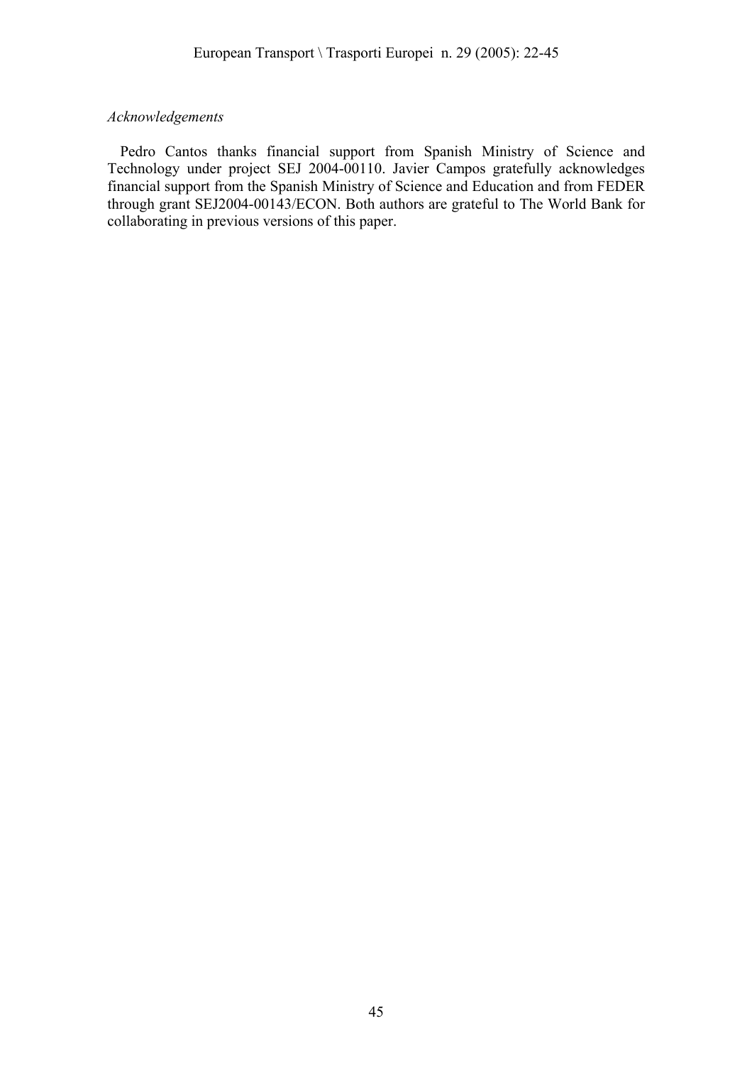*Acknowledgements*

Pedro Cantos thanks financial support from Spanish Ministry of Science and Technology under project SEJ 2004-00110. Javier Campos gratefully acknowledges financial support from the Spanish Ministry of Science and Education and from FEDER through grant SEJ2004-00143/ECON. Both authors are grateful to The World Bank for collaborating in previous versions of this paper.